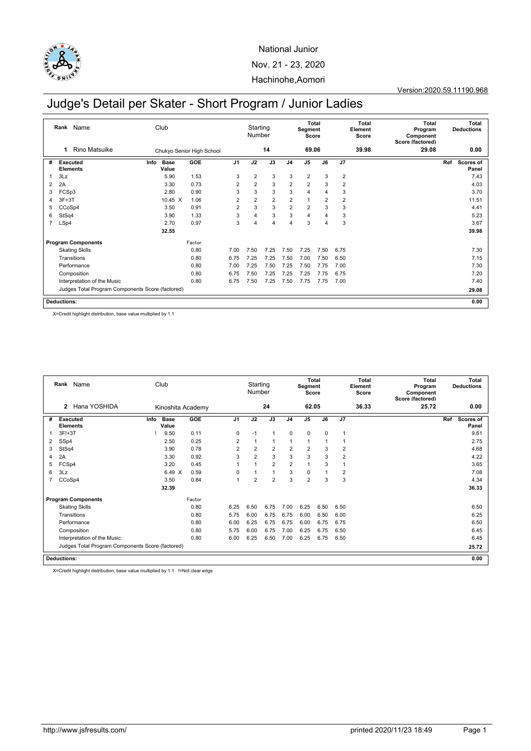National Junior
Nov. 21 - 23, 2020
Hachinohe,Aomori

Version:2020.59.11190.968

# Judge's Detail per Skater - Short Program / Junior Ladies

| Rank | Name | Club | Starting Number | Total Segment Score | Total Element Score | Total Program Component Score (factored) | Total Deductions |
|---|---|---|---|---|---|---|---|
| 1 | Rino Matsuike | Chukyo Senior High School | 14 | 69.06 | 39.98 | 29.08 | 0.00 |

| # | Executed Elements | Info | Base Value | | GOE | J1 | J2 | J3 | J4 | J5 | J6 | J7 | Ref | Scores of Panel |
|---|---|---|---|---|---|---|---|---|---|---|---|---|---|---|
| 1 | 3Lz | | 5.90 | | 1.53 | 3 | 2 | 3 | 3 | 2 | 3 | 2 | | 7.43 |
| 2 | 2A | | 3.30 | | 0.73 | 2 | 2 | 3 | 2 | 2 | 3 | 2 | | 4.03 |
| 3 | FCSp3 | | 2.80 | | 0.90 | 3 | 3 | 3 | 3 | 4 | 4 | 3 | | 3.70 |
| 4 | 3F+3T | | 10.45 | X | 1.06 | 2 | 2 | 2 | 2 | 1 | 2 | 2 | | 11.51 |
| 5 | CCoSp4 | | 3.50 | | 0.91 | 2 | 3 | 3 | 2 | 2 | 3 | 3 | | 4.41 |
| 6 | StSq4 | | 3.90 | | 1.33 | 3 | 4 | 3 | 3 | 4 | 4 | 3 | | 5.23 |
| 7 | LSp4 | | 2.70 | | 0.97 | 3 | 4 | 4 | 4 | 3 | 4 | 3 | | 3.67 |
| | | | 32.55 | | | | | | | | | | | 39.98 |

| Program Components | Factor | J1 | J2 | J3 | J4 | J5 | J6 | J7 | Scores of Panel |
|---|---|---|---|---|---|---|---|---|---|
| Skating Skills | 0.80 | 7.00 | 7.50 | 7.25 | 7.50 | 7.25 | 7.50 | 6.75 | 7.30 |
| Transitions | 0.80 | 6.75 | 7.25 | 7.25 | 7.50 | 7.00 | 7.50 | 6.50 | 7.15 |
| Performance | 0.80 | 7.00 | 7.25 | 7.50 | 7.25 | 7.50 | 7.75 | 7.00 | 7.30 |
| Composition | 0.80 | 6.75 | 7.50 | 7.25 | 7.25 | 7.25 | 7.75 | 6.75 | 7.20 |
| Interpretation of the Music | 0.80 | 6.75 | 7.50 | 7.25 | 7.50 | 7.75 | 7.75 | 7.00 | 7.40 |
| Judges Total Program Components Score (factored) | | | | | | | | | 29.08 |

**Deductions:** 0.00

X=Credit highlight distribution, base value multiplied by 1.1

| Rank | Name | Club | Starting Number | Total Segment Score | Total Element Score | Total Program Component Score (factored) | Total Deductions |
|---|---|---|---|---|---|---|---|
| 2 | Hana YOSHIDA | Kinoshita Academy | 24 | 62.05 | 36.33 | 25.72 | 0.00 |

| # | Executed Elements | Info | Base Value | | GOE | J1 | J2 | J3 | J4 | J5 | J6 | J7 | Ref | Scores of Panel |
|---|---|---|---|---|---|---|---|---|---|---|---|---|---|---|
| 1 | 3F!+3T | ! | 9.50 | | 0.11 | 0 | -1 | 1 | 0 | 0 | 0 | 1 | | 9.61 |
| 2 | SSp4 | | 2.50 | | 0.25 | 2 | 1 | 1 | 1 | 1 | 1 | 1 | | 2.75 |
| 3 | StSq4 | | 3.90 | | 0.78 | 2 | 2 | 2 | 2 | 2 | 3 | 2 | | 4.68 |
| 4 | 2A | | 3.30 | | 0.92 | 3 | 2 | 3 | 3 | 3 | 3 | 2 | | 4.22 |
| 5 | FCSp4 | | 3.20 | | 0.45 | 1 | 1 | 2 | 2 | 1 | 3 | 1 | | 3.65 |
| 6 | 3Lz | | 6.49 | X | 0.59 | 0 | 1 | 1 | 3 | 0 | 1 | 2 | | 7.08 |
| 7 | CCoSp4 | | 3.50 | | 0.84 | 1 | 2 | 2 | 3 | 2 | 3 | 3 | | 4.34 |
| | | | 32.39 | | | | | | | | | | | 36.33 |

| Program Components | Factor | J1 | J2 | J3 | J4 | J5 | J6 | J7 | Scores of Panel |
|---|---|---|---|---|---|---|---|---|---|
| Skating Skills | 0.80 | 6.25 | 6.50 | 6.75 | 7.00 | 6.25 | 6.50 | 6.50 | 6.50 |
| Transitions | 0.80 | 5.75 | 6.00 | 6.75 | 6.75 | 6.00 | 6.50 | 6.00 | 6.25 |
| Performance | 0.80 | 6.00 | 6.25 | 6.75 | 6.75 | 6.00 | 6.75 | 6.75 | 6.50 |
| Composition | 0.80 | 5.75 | 6.00 | 6.75 | 7.00 | 6.25 | 6.75 | 6.50 | 6.45 |
| Interpretation of the Music | 0.80 | 6.00 | 6.25 | 6.50 | 7.00 | 6.25 | 6.75 | 6.50 | 6.45 |
| Judges Total Program Components Score (factored) | | | | | | | | | 25.72 |

**Deductions:** 0.00

X=Credit highlight distribution, base value multiplied by 1.1 !=Not clear edge

http://www.jsfresults.com/ printed 2020/11/23 18:49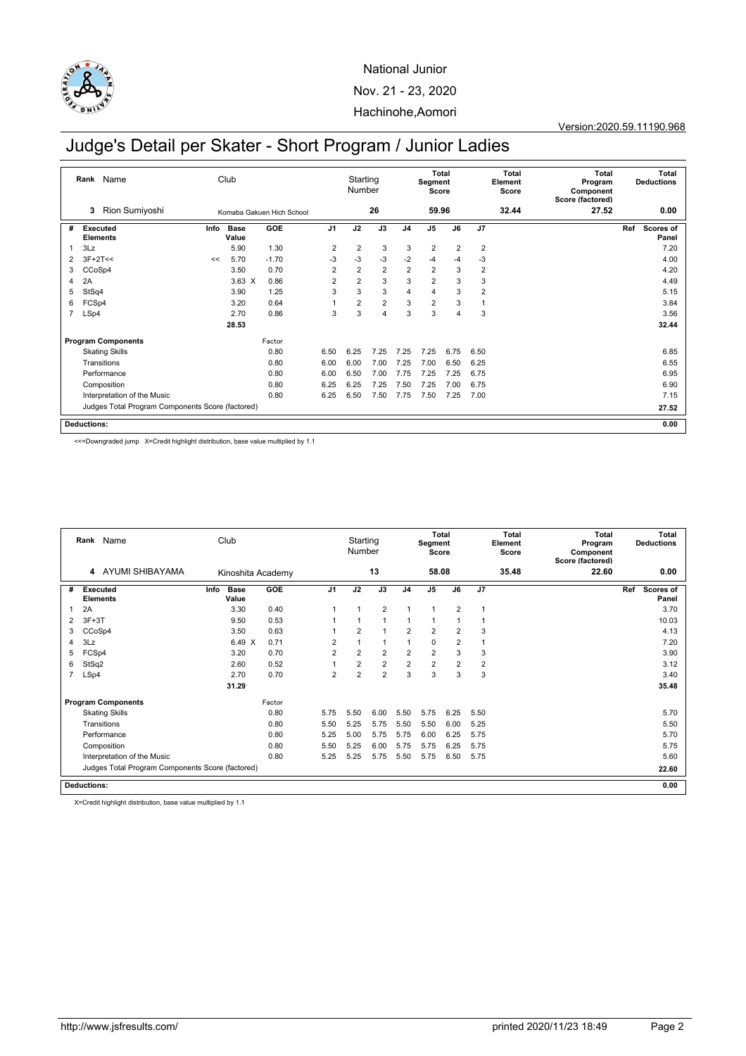National Junior

Nov. 21 - 23, 2020

Hachinohe,Aomori

Version:2020.59.11190.968

# Judge's Detail per Skater - Short Program / Junior Ladies

| Rank | Name | Club | Starting Number | Total Segment Score | Total Element Score | Total Program Component Score (factored) | Total Deductions |
|---|---|---|---|---|---|---|---|
| 3 | Rion Sumiyoshi | Komaba Gakuen Hich School | 26 | 59.96 | 32.44 | 27.52 | 0.00 |

| # | Executed Elements | Info | Base Value | GOE | J1 | J2 | J3 | J4 | J5 | J6 | J7 | Ref | Scores of Panel |
|---|---|---|---|---|---|---|---|---|---|---|---|---|---|
| 1 | 3Lz | | 5.90 | 1.30 | 2 | 2 | 3 | 3 | 2 | 2 | 2 | | 7.20 |
| 2 | 3F+2T<< | << | 5.70 | -1.70 | -3 | -3 | -3 | -2 | -4 | -4 | -3 | | 4.00 |
| 3 | CCoSp4 | | 3.50 | 0.70 | 2 | 2 | 2 | 2 | 2 | 3 | 2 | | 4.20 |
| 4 | 2A | | 3.63 X | 0.86 | 2 | 2 | 3 | 3 | 2 | 3 | 3 | | 4.49 |
| 5 | StSq4 | | 3.90 | 1.25 | 3 | 3 | 3 | 4 | 4 | 3 | 2 | | 5.15 |
| 6 | FCSp4 | | 3.20 | 0.64 | 1 | 2 | 2 | 3 | 2 | 3 | 1 | | 3.84 |
| 7 | LSp4 | | 2.70 | 0.86 | 3 | 3 | 4 | 3 | 3 | 4 | 3 | | 3.56 |
| | | | 28.53 | | | | | | | | | | 32.44 |

| Program Components | Factor | J1 | J2 | J3 | J4 | J5 | J6 | J7 | Scores of Panel |
|---|---|---|---|---|---|---|---|---|---|
| Skating Skills | 0.80 | 6.50 | 6.25 | 7.25 | 7.25 | 7.25 | 6.75 | 6.50 | 6.85 |
| Transitions | 0.80 | 6.00 | 6.00 | 7.00 | 7.25 | 7.00 | 6.50 | 6.25 | 6.55 |
| Performance | 0.80 | 6.00 | 6.50 | 7.00 | 7.75 | 7.25 | 7.25 | 6.75 | 6.95 |
| Composition | 0.80 | 6.25 | 6.25 | 7.25 | 7.50 | 7.25 | 7.00 | 6.75 | 6.90 |
| Interpretation of the Music | 0.80 | 6.25 | 6.50 | 7.50 | 7.75 | 7.50 | 7.25 | 7.00 | 7.15 |
| Judges Total Program Components Score (factored) | | | | | | | | | 27.52 |

**Deductions:** 0.00

<<=Downgraded jump X=Credit highlight distribution, base value multiplied by 1.1

| Rank | Name | Club | Starting Number | Total Segment Score | Total Element Score | Total Program Component Score (factored) | Total Deductions |
|---|---|---|---|---|---|---|---|
| 4 | AYUMI SHIBAYAMA | Kinoshita Academy | 13 | 58.08 | 35.48 | 22.60 | 0.00 |

| # | Executed Elements | Info | Base Value | GOE | J1 | J2 | J3 | J4 | J5 | J6 | J7 | Ref | Scores of Panel |
|---|---|---|---|---|---|---|---|---|---|---|---|---|---|
| 1 | 2A | | 3.30 | 0.40 | 1 | 1 | 2 | 1 | 1 | 2 | 1 | | 3.70 |
| 2 | 3F+3T | | 9.50 | 0.53 | 1 | 1 | 1 | 1 | 1 | 1 | 1 | | 10.03 |
| 3 | CCoSp4 | | 3.50 | 0.63 | 1 | 2 | 1 | 2 | 2 | 2 | 3 | | 4.13 |
| 4 | 3Lz | | 6.49 X | 0.71 | 2 | 1 | 1 | 1 | 0 | 2 | 1 | | 7.20 |
| 5 | FCSp4 | | 3.20 | 0.70 | 2 | 2 | 2 | 2 | 2 | 3 | 3 | | 3.90 |
| 6 | StSq2 | | 2.60 | 0.52 | 1 | 2 | 2 | 2 | 2 | 2 | 2 | | 3.12 |
| 7 | LSp4 | | 2.70 | 0.70 | 2 | 2 | 2 | 3 | 3 | 3 | 3 | | 3.40 |
| | | | 31.29 | | | | | | | | | | 35.48 |

| Program Components | Factor | J1 | J2 | J3 | J4 | J5 | J6 | J7 | Scores of Panel |
|---|---|---|---|---|---|---|---|---|---|
| Skating Skills | 0.80 | 5.75 | 5.50 | 6.00 | 5.50 | 5.75 | 6.25 | 5.50 | 5.70 |
| Transitions | 0.80 | 5.50 | 5.25 | 5.75 | 5.50 | 5.50 | 6.00 | 5.25 | 5.50 |
| Performance | 0.80 | 5.25 | 5.00 | 5.75 | 5.75 | 6.00 | 6.25 | 5.75 | 5.70 |
| Composition | 0.80 | 5.50 | 5.25 | 6.00 | 5.75 | 5.75 | 6.25 | 5.75 | 5.75 |
| Interpretation of the Music | 0.80 | 5.25 | 5.25 | 5.75 | 5.50 | 5.75 | 6.50 | 5.75 | 5.60 |
| Judges Total Program Components Score (factored) | | | | | | | | | 22.60 |

**Deductions:** 0.00

X=Credit highlight distribution, base value multiplied by 1.1

http://www.jsfresults.com/ printed 2020/11/23 18:49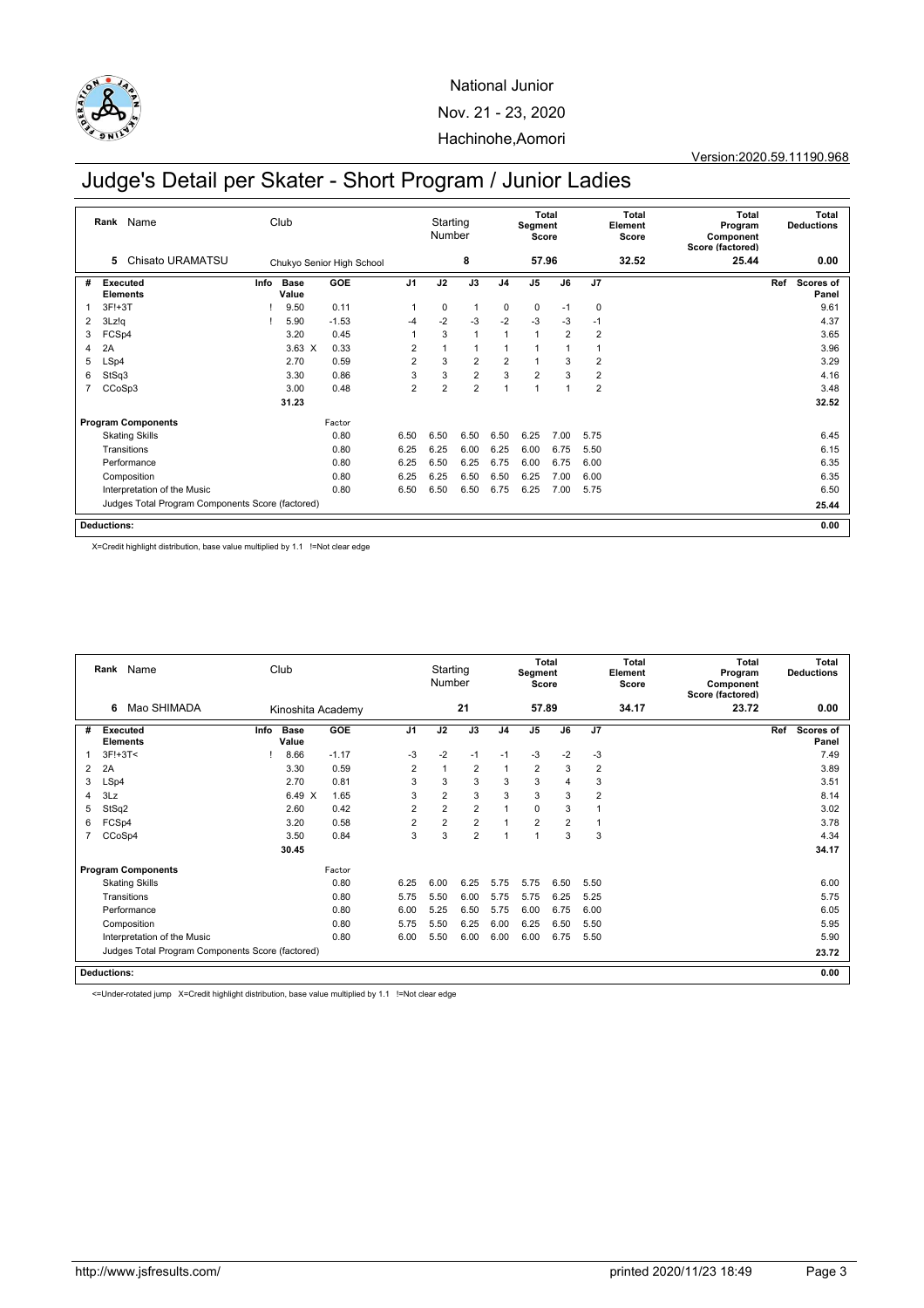National Junior

Nov. 21 - 23, 2020

Hachinohe,Aomori

Version:2020.59.11190.968

# Judge's Detail per Skater - Short Program / Junior Ladies

| Rank | Name | Club | Starting Number | Total Segment Score | Total Element Score | Total Program Component Score (factored) | Total Deductions |
|---|---|---|---|---|---|---|---|
| 5 | Chisato URAMATSU | Chukyo Senior High School | 8 | 57.96 | 32.52 | 25.44 | 0.00 |

| # | Executed Elements | Info | Base Value | GOE | J1 | J2 | J3 | J4 | J5 | J6 | J7 | Ref | Scores of Panel |
|---|---|---|---|---|---|---|---|---|---|---|---|---|---|
| 1 | 3F!+3T | ! | 9.50 | 0.11 | 1 | 0 | 1 | 0 | 0 | -1 | 0 | | 9.61 |
| 2 | 3Lz!q | ! | 5.90 | -1.53 | -4 | -2 | -3 | -2 | -3 | -3 | -1 | | 4.37 |
| 3 | FCSp4 | | 3.20 | 0.45 | 1 | 3 | 1 | 1 | 1 | 2 | 2 | | 3.65 |
| 4 | 2A | | 3.63 X | 0.33 | 2 | 1 | 1 | 1 | 1 | 1 | 1 | | 3.96 |
| 5 | LSp4 | | 2.70 | 0.59 | 2 | 3 | 2 | 2 | 1 | 3 | 2 | | 3.29 |
| 6 | StSq3 | | 3.30 | 0.86 | 3 | 3 | 2 | 3 | 2 | 3 | 2 | | 4.16 |
| 7 | CCoSp3 | | 3.00 | 0.48 | 2 | 2 | 2 | 1 | 1 | 1 | 2 | | 3.48 |
| | | | 31.23 | | | | | | | | | | 32.52 |

| Program Components | Factor | J1 | J2 | J3 | J4 | J5 | J6 | J7 | Scores of Panel |
|---|---|---|---|---|---|---|---|---|---|
| Skating Skills | 0.80 | 6.50 | 6.50 | 6.50 | 6.50 | 6.25 | 7.00 | 5.75 | 6.45 |
| Transitions | 0.80 | 6.25 | 6.25 | 6.00 | 6.25 | 6.00 | 6.75 | 5.50 | 6.15 |
| Performance | 0.80 | 6.25 | 6.50 | 6.25 | 6.75 | 6.00 | 6.75 | 6.00 | 6.35 |
| Composition | 0.80 | 6.25 | 6.25 | 6.50 | 6.50 | 6.25 | 7.00 | 6.00 | 6.35 |
| Interpretation of the Music | 0.80 | 6.50 | 6.50 | 6.50 | 6.75 | 6.25 | 7.00 | 5.75 | 6.50 |
| Judges Total Program Components Score (factored) | | | | | | | | | 25.44 |

**Deductions:** 0.00

X=Credit highlight distribution, base value multiplied by 1.1 !=Not clear edge

| Rank | Name | Club | Starting Number | Total Segment Score | Total Element Score | Total Program Component Score (factored) | Total Deductions |
|---|---|---|---|---|---|---|---|
| 6 | Mao SHIMADA | Kinoshita Academy | 21 | 57.89 | 34.17 | 23.72 | 0.00 |

| # | Executed Elements | Info | Base Value | GOE | J1 | J2 | J3 | J4 | J5 | J6 | J7 | Ref | Scores of Panel |
|---|---|---|---|---|---|---|---|---|---|---|---|---|---|
| 1 | 3F!+3T< | ! | 8.66 | -1.17 | -3 | -2 | -1 | -1 | -3 | -2 | -3 | | 7.49 |
| 2 | 2A | | 3.30 | 0.59 | 2 | 1 | 2 | 1 | 2 | 3 | 2 | | 3.89 |
| 3 | LSp4 | | 2.70 | 0.81 | 3 | 3 | 3 | 3 | 3 | 4 | 3 | | 3.51 |
| 4 | 3Lz | | 6.49 X | 1.65 | 3 | 2 | 3 | 3 | 3 | 3 | 2 | | 8.14 |
| 5 | StSq2 | | 2.60 | 0.42 | 2 | 2 | 2 | 1 | 0 | 3 | 1 | | 3.02 |
| 6 | FCSp4 | | 3.20 | 0.58 | 2 | 2 | 2 | 1 | 2 | 2 | 1 | | 3.78 |
| 7 | CCoSp4 | | 3.50 | 0.84 | 3 | 3 | 2 | 1 | 1 | 3 | 3 | | 4.34 |
| | | | 30.45 | | | | | | | | | | 34.17 |

| Program Components | Factor | J1 | J2 | J3 | J4 | J5 | J6 | J7 | Scores of Panel |
|---|---|---|---|---|---|---|---|---|---|
| Skating Skills | 0.80 | 6.25 | 6.00 | 6.25 | 5.75 | 5.75 | 6.50 | 5.50 | 6.00 |
| Transitions | 0.80 | 5.75 | 5.50 | 6.00 | 5.75 | 5.75 | 6.25 | 5.25 | 5.75 |
| Performance | 0.80 | 6.00 | 5.25 | 6.50 | 5.75 | 6.00 | 6.75 | 6.00 | 6.05 |
| Composition | 0.80 | 5.75 | 5.50 | 6.25 | 6.00 | 6.25 | 6.50 | 5.50 | 5.95 |
| Interpretation of the Music | 0.80 | 6.00 | 5.50 | 6.00 | 6.00 | 6.00 | 6.75 | 5.50 | 5.90 |
| Judges Total Program Components Score (factored) | | | | | | | | | 23.72 |

**Deductions:** 0.00

<=Under-rotated jump X=Credit highlight distribution, base value multiplied by 1.1 !=Not clear edge

http://www.jsfresults.com/ printed 2020/11/23 18:49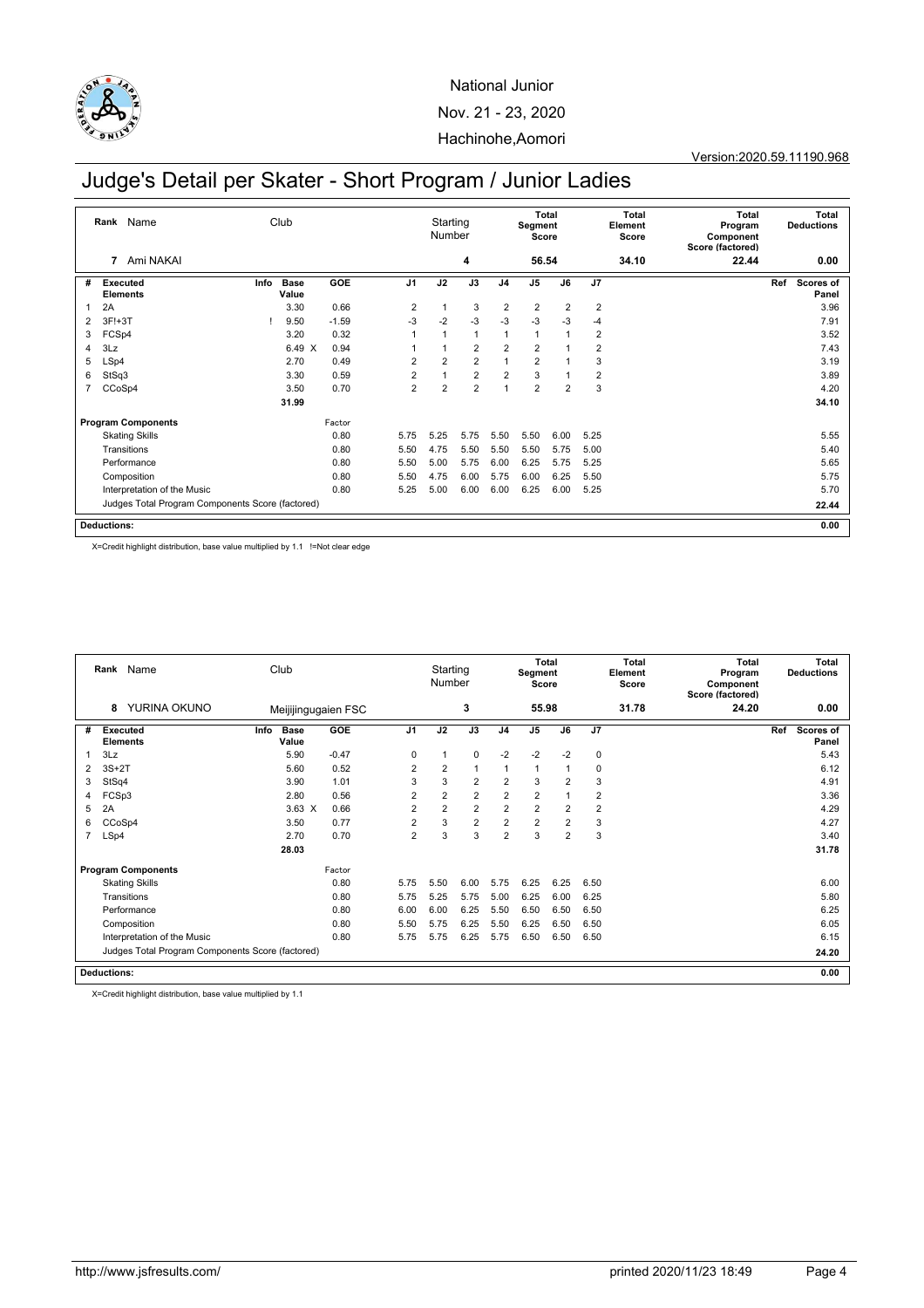National Junior

Nov. 21 - 23, 2020

Hachinohe,Aomori

Version:2020.59.11190.968

# Judge's Detail per Skater - Short Program / Junior Ladies

| Rank | Name | Club | Starting Number | Total Segment Score | Total Element Score | Total Program Component Score (factored) | Total Deductions |
|---|---|---|---|---|---|---|---|
| 7 | Ami NAKAI | | 4 | 56.54 | 34.10 | 22.44 | 0.00 |

| # | Executed Elements | Info | Base Value | | GOE | J1 | J2 | J3 | J4 | J5 | J6 | J7 | Ref | Scores of Panel |
|---|---|---|---|---|---|---|---|---|---|---|---|---|---|---|
| 1 | 2A | | 3.30 | | 0.66 | 2 | 1 | 3 | 2 | 2 | 2 | 2 | | 3.96 |
| 2 | 3F!+3T | ! | 9.50 | | -1.59 | -3 | -2 | -3 | -3 | -3 | -3 | -4 | | 7.91 |
| 3 | FCSp4 | | 3.20 | | 0.32 | 1 | 1 | 1 | 1 | 1 | 1 | 2 | | 3.52 |
| 4 | 3Lz | | 6.49 | X | 0.94 | 1 | 1 | 2 | 2 | 2 | 1 | 2 | | 7.43 |
| 5 | LSp4 | | 2.70 | | 0.49 | 2 | 2 | 2 | 1 | 2 | 1 | 3 | | 3.19 |
| 6 | StSq3 | | 3.30 | | 0.59 | 2 | 1 | 2 | 2 | 3 | 1 | 2 | | 3.89 |
| 7 | CCoSp4 | | 3.50 | | 0.70 | 2 | 2 | 2 | 1 | 2 | 2 | 3 | | 4.20 |
| | | | 31.99 | | | | | | | | | | | 34.10 |

| Program Components | Factor | J1 | J2 | J3 | J4 | J5 | J6 | J7 | Scores of Panel |
|---|---|---|---|---|---|---|---|---|---|
| Skating Skills | 0.80 | 5.75 | 5.25 | 5.75 | 5.50 | 5.50 | 6.00 | 5.25 | 5.55 |
| Transitions | 0.80 | 5.50 | 4.75 | 5.50 | 5.50 | 5.50 | 5.75 | 5.00 | 5.40 |
| Performance | 0.80 | 5.50 | 5.00 | 5.75 | 6.00 | 6.25 | 5.75 | 5.25 | 5.65 |
| Composition | 0.80 | 5.50 | 4.75 | 6.00 | 5.75 | 6.00 | 6.25 | 5.50 | 5.75 |
| Interpretation of the Music | 0.80 | 5.25 | 5.00 | 6.00 | 6.00 | 6.25 | 6.00 | 5.25 | 5.70 |
| Judges Total Program Components Score (factored) | | | | | | | | | 22.44 |

**Deductions:** 0.00

X=Credit highlight distribution, base value multiplied by 1.1 !=Not clear edge

| Rank | Name | Club | Starting Number | Total Segment Score | Total Element Score | Total Program Component Score (factored) | Total Deductions |
|---|---|---|---|---|---|---|---|
| 8 | YURINA OKUNO | Meijijingugaien FSC | 3 | 55.98 | 31.78 | 24.20 | 0.00 |

| # | Executed Elements | Info | Base Value | | GOE | J1 | J2 | J3 | J4 | J5 | J6 | J7 | Ref | Scores of Panel |
|---|---|---|---|---|---|---|---|---|---|---|---|---|---|---|
| 1 | 3Lz | | 5.90 | | -0.47 | 0 | 1 | 0 | -2 | -2 | -2 | 0 | | 5.43 |
| 2 | 3S+2T | | 5.60 | | 0.52 | 2 | 2 | 1 | 1 | 1 | 1 | 0 | | 6.12 |
| 3 | StSq4 | | 3.90 | | 1.01 | 3 | 3 | 2 | 2 | 3 | 2 | 3 | | 4.91 |
| 4 | FCSp3 | | 2.80 | | 0.56 | 2 | 2 | 2 | 2 | 2 | 1 | 2 | | 3.36 |
| 5 | 2A | | 3.63 | X | 0.66 | 2 | 2 | 2 | 2 | 2 | 2 | 2 | | 4.29 |
| 6 | CCoSp4 | | 3.50 | | 0.77 | 2 | 3 | 2 | 2 | 2 | 2 | 3 | | 4.27 |
| 7 | LSp4 | | 2.70 | | 0.70 | 2 | 3 | 3 | 2 | 3 | 2 | 3 | | 3.40 |
| | | | 28.03 | | | | | | | | | | | 31.78 |

| Program Components | Factor | J1 | J2 | J3 | J4 | J5 | J6 | J7 | Scores of Panel |
|---|---|---|---|---|---|---|---|---|---|
| Skating Skills | 0.80 | 5.75 | 5.50 | 6.00 | 5.75 | 6.25 | 6.25 | 6.50 | 6.00 |
| Transitions | 0.80 | 5.75 | 5.25 | 5.75 | 5.00 | 6.25 | 6.00 | 6.25 | 5.80 |
| Performance | 0.80 | 6.00 | 6.00 | 6.25 | 5.50 | 6.50 | 6.50 | 6.50 | 6.25 |
| Composition | 0.80 | 5.50 | 5.75 | 6.25 | 5.50 | 6.25 | 6.50 | 6.50 | 6.05 |
| Interpretation of the Music | 0.80 | 5.75 | 5.75 | 6.25 | 5.75 | 6.50 | 6.50 | 6.50 | 6.15 |
| Judges Total Program Components Score (factored) | | | | | | | | | 24.20 |

**Deductions:** 0.00

X=Credit highlight distribution, base value multiplied by 1.1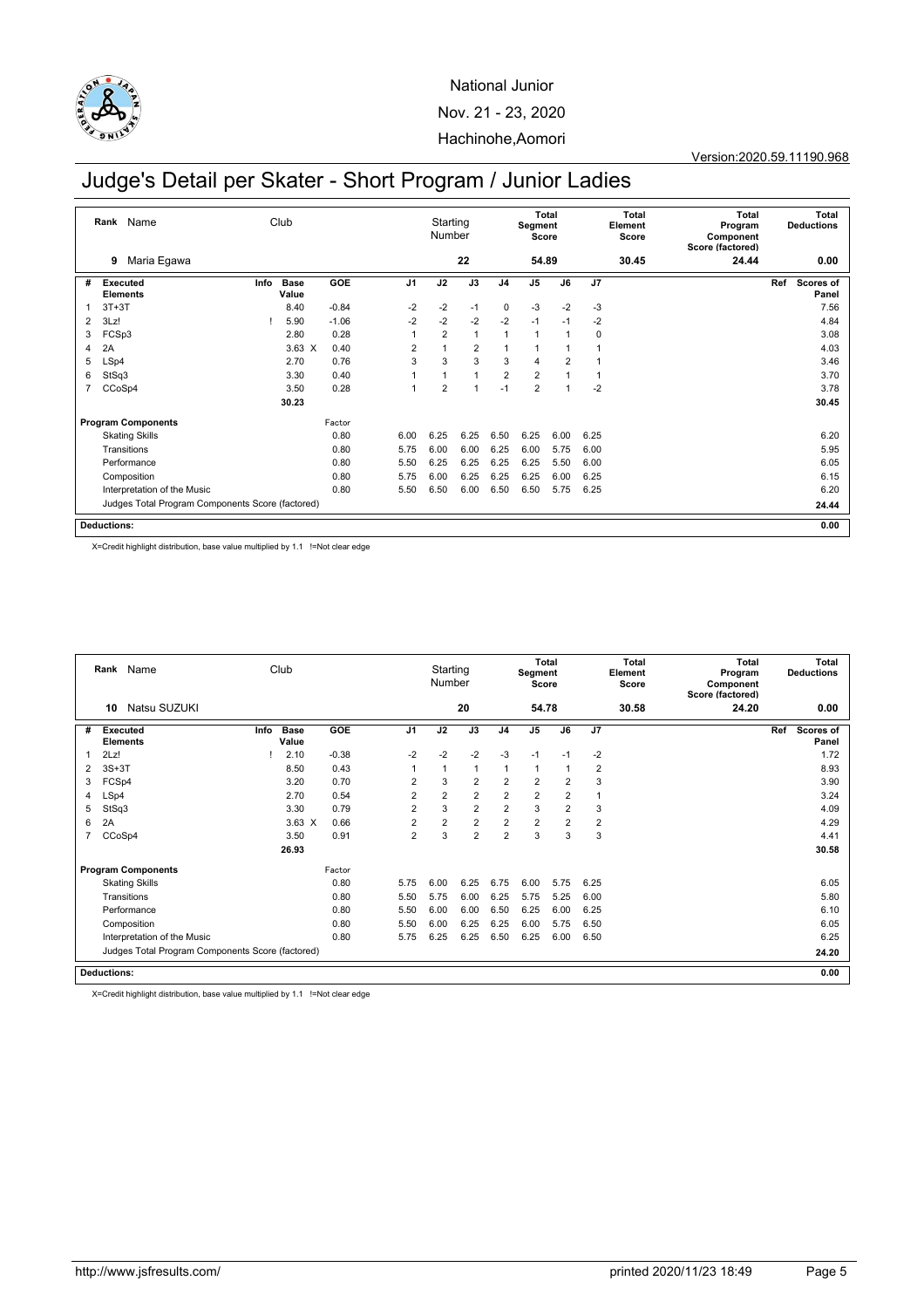National Junior

Nov. 21 - 23, 2020

Hachinohe,Aomori

Version:2020.59.11190.968

# Judge's Detail per Skater - Short Program / Junior Ladies

| Rank | Name | Club | Starting Number | Total Segment Score | Total Element Score | Total Program Component Score (factored) | Total Deductions |
|---|---|---|---|---|---|---|---|
| 9 | Maria Egawa | | 22 | 54.89 | 30.45 | 24.44 | 0.00 |

| # | Executed Elements | Info | Base Value | GOE | J1 | J2 | J3 | J4 | J5 | J6 | J7 | Ref | Scores of Panel |
|---|---|---|---|---|---|---|---|---|---|---|---|---|---|
| 1 | 3T+3T | | 8.40 | -0.84 | -2 | -2 | -1 | 0 | -3 | -2 | -3 | | 7.56 |
| 2 | 3Lz! | ! | 5.90 | -1.06 | -2 | -2 | -2 | -2 | -1 | -1 | -2 | | 4.84 |
| 3 | FCSp3 | | 2.80 | 0.28 | 1 | 2 | 1 | 1 | 1 | 1 | 0 | | 3.08 |
| 4 | 2A | | 3.63 X | 0.40 | 2 | 1 | 2 | 1 | 1 | 1 | 1 | | 4.03 |
| 5 | LSp4 | | 2.70 | 0.76 | 3 | 3 | 3 | 3 | 4 | 2 | 1 | | 3.46 |
| 6 | StSq3 | | 3.30 | 0.40 | 1 | 1 | 1 | 2 | 2 | 1 | 1 | | 3.70 |
| 7 | CCoSp4 | | 3.50 | 0.28 | 1 | 2 | 1 | -1 | 2 | 1 | -2 | | 3.78 |
| | | | 30.23 | | | | | | | | | | 30.45 |

| Program Components | Factor | J1 | J2 | J3 | J4 | J5 | J6 | J7 | Scores of Panel |
|---|---|---|---|---|---|---|---|---|---|
| Skating Skills | 0.80 | 6.00 | 6.25 | 6.25 | 6.50 | 6.25 | 6.00 | 6.25 | 6.20 |
| Transitions | 0.80 | 5.75 | 6.00 | 6.00 | 6.25 | 6.00 | 5.75 | 6.00 | 5.95 |
| Performance | 0.80 | 5.50 | 6.25 | 6.25 | 6.25 | 6.25 | 5.50 | 6.00 | 6.05 |
| Composition | 0.80 | 5.75 | 6.00 | 6.25 | 6.25 | 6.25 | 6.00 | 6.25 | 6.15 |
| Interpretation of the Music | 0.80 | 5.50 | 6.50 | 6.00 | 6.50 | 6.50 | 5.75 | 6.25 | 6.20 |
| Judges Total Program Components Score (factored) | | | | | | | | | 24.44 |

**Deductions:** 0.00

X=Credit highlight distribution, base value multiplied by 1.1 !=Not clear edge

| Rank | Name | Club | Starting Number | Total Segment Score | Total Element Score | Total Program Component Score (factored) | Total Deductions |
|---|---|---|---|---|---|---|---|
| 10 | Natsu SUZUKI | | 20 | 54.78 | 30.58 | 24.20 | 0.00 |

| # | Executed Elements | Info | Base Value | GOE | J1 | J2 | J3 | J4 | J5 | J6 | J7 | Ref | Scores of Panel |
|---|---|---|---|---|---|---|---|---|---|---|---|---|---|
| 1 | 2Lz! | ! | 2.10 | -0.38 | -2 | -2 | -2 | -3 | -1 | -1 | -2 | | 1.72 |
| 2 | 3S+3T | | 8.50 | 0.43 | 1 | 1 | 1 | 1 | 1 | 1 | 2 | | 8.93 |
| 3 | FCSp4 | | 3.20 | 0.70 | 2 | 3 | 2 | 2 | 2 | 2 | 3 | | 3.90 |
| 4 | LSp4 | | 2.70 | 0.54 | 2 | 2 | 2 | 2 | 2 | 2 | 1 | | 3.24 |
| 5 | StSq3 | | 3.30 | 0.79 | 2 | 3 | 2 | 2 | 3 | 2 | 3 | | 4.09 |
| 6 | 2A | | 3.63 X | 0.66 | 2 | 2 | 2 | 2 | 2 | 2 | 2 | | 4.29 |
| 7 | CCoSp4 | | 3.50 | 0.91 | 2 | 3 | 2 | 2 | 3 | 3 | 3 | | 4.41 |
| | | | 26.93 | | | | | | | | | | 30.58 |

| Program Components | Factor | J1 | J2 | J3 | J4 | J5 | J6 | J7 | Scores of Panel |
|---|---|---|---|---|---|---|---|---|---|
| Skating Skills | 0.80 | 5.75 | 6.00 | 6.25 | 6.75 | 6.00 | 5.75 | 6.25 | 6.05 |
| Transitions | 0.80 | 5.50 | 5.75 | 6.00 | 6.25 | 5.75 | 5.25 | 6.00 | 5.80 |
| Performance | 0.80 | 5.50 | 6.00 | 6.00 | 6.50 | 6.25 | 6.00 | 6.25 | 6.10 |
| Composition | 0.80 | 5.50 | 6.00 | 6.25 | 6.25 | 6.00 | 5.75 | 6.50 | 6.05 |
| Interpretation of the Music | 0.80 | 5.75 | 6.25 | 6.25 | 6.50 | 6.25 | 6.00 | 6.50 | 6.25 |
| Judges Total Program Components Score (factored) | | | | | | | | | 24.20 |

**Deductions:** 0.00

X=Credit highlight distribution, base value multiplied by 1.1 !=Not clear edge

http://www.jsfresults.com/ printed 2020/11/23 18:49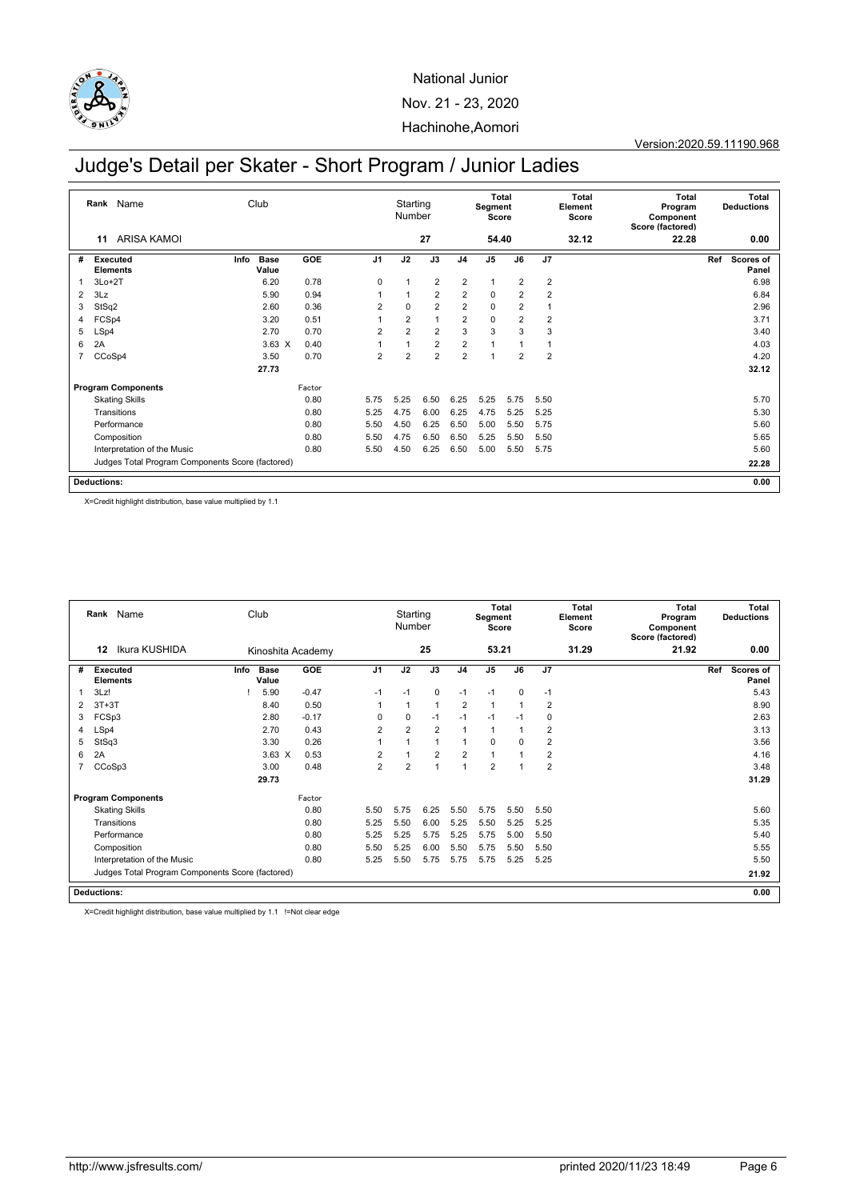National Junior

Nov. 21 - 23, 2020

Hachinohe,Aomori

Version:2020.59.11190.968

# Judge's Detail per Skater - Short Program / Junior Ladies

| Rank | Name | Club | Starting Number | Total Segment Score | Total Element Score | Total Program Component Score (factored) | Total Deductions |
|---|---|---|---|---|---|---|---|
| 11 | ARISA KAMOI | | 27 | 54.40 | 32.12 | 22.28 | 0.00 |

| # | Executed Elements | Info | Base Value | GOE | J1 | J2 | J3 | J4 | J5 | J6 | J7 | Ref | Scores of Panel |
|---|---|---|---|---|---|---|---|---|---|---|---|---|---|
| 1 | 3Lo+2T | | 6.20 | 0.78 | 0 | 1 | 2 | 2 | 1 | 2 | 2 | | 6.98 |
| 2 | 3Lz | | 5.90 | 0.94 | 1 | 1 | 2 | 2 | 0 | 2 | 2 | | 6.84 |
| 3 | StSq2 | | 2.60 | 0.36 | 2 | 0 | 2 | 2 | 0 | 2 | 1 | | 2.96 |
| 4 | FCSp4 | | 3.20 | 0.51 | 1 | 2 | 1 | 2 | 0 | 2 | 2 | | 3.71 |
| 5 | LSp4 | | 2.70 | 0.70 | 2 | 2 | 2 | 3 | 3 | 3 | 3 | | 3.40 |
| 6 | 2A | | 3.63 X | 0.40 | 1 | 1 | 2 | 2 | 1 | 1 | 1 | | 4.03 |
| 7 | CCoSp4 | | 3.50 | 0.70 | 2 | 2 | 2 | 2 | 1 | 2 | 2 | | 4.20 |
| | | | 27.73 | | | | | | | | | | 32.12 |

| Program Components | Factor | J1 | J2 | J3 | J4 | J5 | J6 | J7 | Scores of Panel |
|---|---|---|---|---|---|---|---|---|---|
| Skating Skills | 0.80 | 5.75 | 5.25 | 6.50 | 6.25 | 5.25 | 5.75 | 5.50 | 5.70 |
| Transitions | 0.80 | 5.25 | 4.75 | 6.00 | 6.25 | 4.75 | 5.25 | 5.25 | 5.30 |
| Performance | 0.80 | 5.50 | 4.50 | 6.25 | 6.50 | 5.00 | 5.50 | 5.75 | 5.60 |
| Composition | 0.80 | 5.50 | 4.75 | 6.50 | 6.50 | 5.25 | 5.50 | 5.50 | 5.65 |
| Interpretation of the Music | 0.80 | 5.50 | 4.50 | 6.25 | 6.50 | 5.00 | 5.50 | 5.75 | 5.60 |
| Judges Total Program Components Score (factored) | | | | | | | | | 22.28 |

**Deductions:** 0.00

X=Credit highlight distribution, base value multiplied by 1.1

| Rank | Name | Club | Starting Number | Total Segment Score | Total Element Score | Total Program Component Score (factored) | Total Deductions |
|---|---|---|---|---|---|---|---|
| 12 | Ikura KUSHIDA | Kinoshita Academy | 25 | 53.21 | 31.29 | 21.92 | 0.00 |

| # | Executed Elements | Info | Base Value | GOE | J1 | J2 | J3 | J4 | J5 | J6 | J7 | Ref | Scores of Panel |
|---|---|---|---|---|---|---|---|---|---|---|---|---|---|
| 1 | 3Lz! | ! | 5.90 | -0.47 | -1 | -1 | 0 | -1 | -1 | 0 | -1 | | 5.43 |
| 2 | 3T+3T | | 8.40 | 0.50 | 1 | 1 | 1 | 2 | 1 | 1 | 2 | | 8.90 |
| 3 | FCSp3 | | 2.80 | -0.17 | 0 | 0 | -1 | -1 | -1 | -1 | 0 | | 2.63 |
| 4 | LSp4 | | 2.70 | 0.43 | 2 | 2 | 2 | 1 | 1 | 1 | 2 | | 3.13 |
| 5 | StSq3 | | 3.30 | 0.26 | 1 | 1 | 1 | 1 | 0 | 0 | 2 | | 3.56 |
| 6 | 2A | | 3.63 X | 0.53 | 2 | 1 | 2 | 2 | 1 | 1 | 2 | | 4.16 |
| 7 | CCoSp3 | | 3.00 | 0.48 | 2 | 2 | 1 | 1 | 2 | 1 | 2 | | 3.48 |
| | | | 29.73 | | | | | | | | | | 31.29 |

| Program Components | Factor | J1 | J2 | J3 | J4 | J5 | J6 | J7 | Scores of Panel |
|---|---|---|---|---|---|---|---|---|---|
| Skating Skills | 0.80 | 5.50 | 5.75 | 6.25 | 5.50 | 5.75 | 5.50 | 5.50 | 5.60 |
| Transitions | 0.80 | 5.25 | 5.50 | 6.00 | 5.25 | 5.50 | 5.25 | 5.25 | 5.35 |
| Performance | 0.80 | 5.25 | 5.25 | 5.75 | 5.25 | 5.75 | 5.00 | 5.50 | 5.40 |
| Composition | 0.80 | 5.50 | 5.25 | 6.00 | 5.50 | 5.75 | 5.50 | 5.50 | 5.55 |
| Interpretation of the Music | 0.80 | 5.25 | 5.50 | 5.75 | 5.75 | 5.75 | 5.25 | 5.25 | 5.50 |
| Judges Total Program Components Score (factored) | | | | | | | | | 21.92 |

**Deductions:** 0.00

X=Credit highlight distribution, base value multiplied by 1.1 !=Not clear edge

http://www.jsfresults.com/ printed 2020/11/23 18:49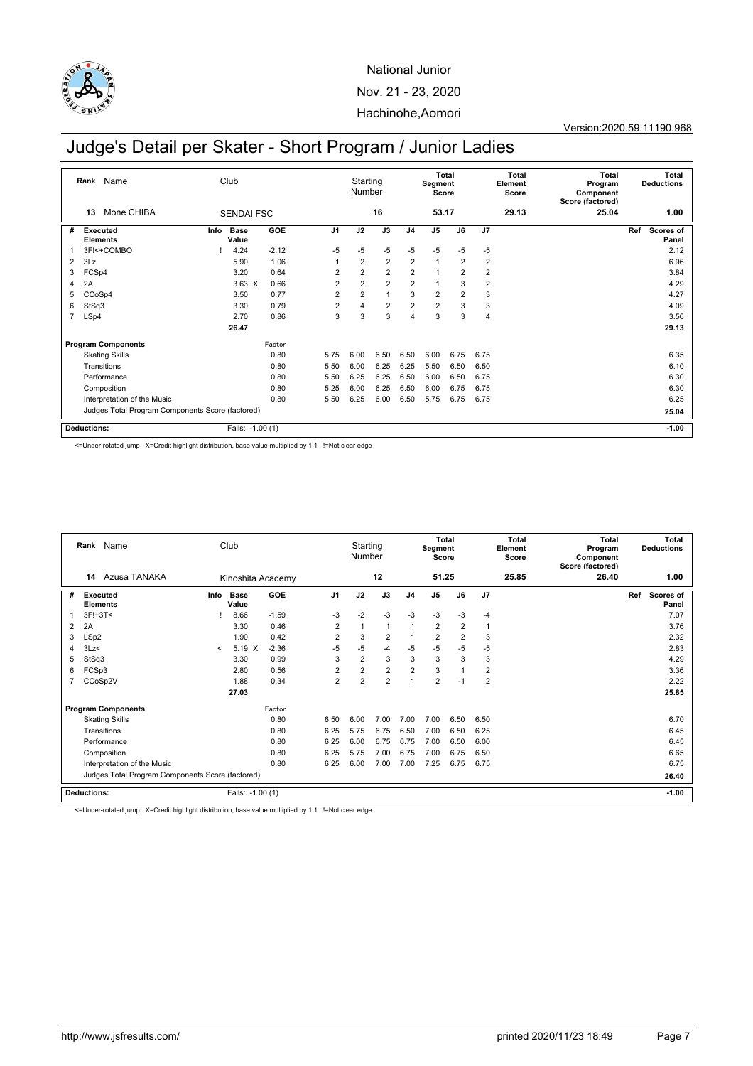National Junior

Nov. 21 - 23, 2020

Hachinohe,Aomori

Version:2020.59.11190.968

# Judge's Detail per Skater - Short Program / Junior Ladies

| Rank | Name | Club | Starting Number | Total Segment Score | Total Element Score | Total Program Component Score (factored) | Total Deductions |
|---|---|---|---|---|---|---|---|
| 13 | Mone CHIBA | SENDAI FSC | 16 | 53.17 | 29.13 | 25.04 | 1.00 |

| # | Executed Elements | Info | Base Value | | GOE | J1 | J2 | J3 | J4 | J5 | J6 | J7 | Ref | Scores of Panel |
|---|---|---|---|---|---|---|---|---|---|---|---|---|---|---|
| 1 | 3F!<+COMBO | ! | 4.24 | | -2.12 | -5 | -5 | -5 | -5 | -5 | -5 | -5 | | 2.12 |
| 2 | 3Lz | | 5.90 | | 1.06 | 1 | 2 | 2 | 2 | 1 | 2 | 2 | | 6.96 |
| 3 | FCSp4 | | 3.20 | | 0.64 | 2 | 2 | 2 | 2 | 1 | 2 | 2 | | 3.84 |
| 4 | 2A | | 3.63 | X | 0.66 | 2 | 2 | 2 | 2 | 1 | 3 | 2 | | 4.29 |
| 5 | CCoSp4 | | 3.50 | | 0.77 | 2 | 2 | 1 | 3 | 2 | 2 | 3 | | 4.27 |
| 6 | StSq3 | | 3.30 | | 0.79 | 2 | 4 | 2 | 2 | 2 | 3 | 3 | | 4.09 |
| 7 | LSp4 | | 2.70 | | 0.86 | 3 | 3 | 3 | 4 | 3 | 3 | 4 | | 3.56 |
| | | | 26.47 | | | | | | | | | | | 29.13 |

| Program Components | Factor | J1 | J2 | J3 | J4 | J5 | J6 | J7 | Scores of Panel |
|---|---|---|---|---|---|---|---|---|---|
| Skating Skills | 0.80 | 5.75 | 6.00 | 6.50 | 6.50 | 6.00 | 6.75 | 6.75 | 6.35 |
| Transitions | 0.80 | 5.50 | 6.00 | 6.25 | 6.25 | 5.50 | 6.50 | 6.50 | 6.10 |
| Performance | 0.80 | 5.50 | 6.25 | 6.25 | 6.50 | 6.00 | 6.50 | 6.75 | 6.30 |
| Composition | 0.80 | 5.25 | 6.00 | 6.25 | 6.50 | 6.00 | 6.75 | 6.75 | 6.30 |
| Interpretation of the Music | 0.80 | 5.50 | 6.25 | 6.00 | 6.50 | 5.75 | 6.75 | 6.75 | 6.25 |
| Judges Total Program Components Score (factored) | | | | | | | | | 25.04 |

Deductions: Falls: -1.00 (1) -1.00

<=Under-rotated jump X=Credit highlight distribution, base value multiplied by 1.1 !=Not clear edge

| Rank | Name | Club | Starting Number | Total Segment Score | Total Element Score | Total Program Component Score (factored) | Total Deductions |
|---|---|---|---|---|---|---|---|
| 14 | Azusa TANAKA | Kinoshita Academy | 12 | 51.25 | 25.85 | 26.40 | 1.00 |

| # | Executed Elements | Info | Base Value | | GOE | J1 | J2 | J3 | J4 | J5 | J6 | J7 | Ref | Scores of Panel |
|---|---|---|---|---|---|---|---|---|---|---|---|---|---|---|
| 1 | 3F!+3T< | ! | 8.66 | | -1.59 | -3 | -2 | -3 | -3 | -3 | -3 | -4 | | 7.07 |
| 2 | 2A | | 3.30 | | 0.46 | 2 | 1 | 1 | 1 | 2 | 2 | 1 | | 3.76 |
| 3 | LSp2 | | 1.90 | | 0.42 | 2 | 3 | 2 | 1 | 2 | 2 | 3 | | 2.32 |
| 4 | 3Lz< | < | 5.19 | X | -2.36 | -5 | -5 | -4 | -5 | -5 | -5 | -5 | | 2.83 |
| 5 | StSq3 | | 3.30 | | 0.99 | 3 | 2 | 3 | 3 | 3 | 3 | 3 | | 4.29 |
| 6 | FCSp3 | | 2.80 | | 0.56 | 2 | 2 | 2 | 2 | 3 | 1 | 2 | | 3.36 |
| 7 | CCoSp2V | | 1.88 | | 0.34 | 2 | 2 | 2 | 1 | 2 | -1 | 2 | | 2.22 |
| | | | 27.03 | | | | | | | | | | | 25.85 |

| Program Components | Factor | J1 | J2 | J3 | J4 | J5 | J6 | J7 | Scores of Panel |
|---|---|---|---|---|---|---|---|---|---|
| Skating Skills | 0.80 | 6.50 | 6.00 | 7.00 | 7.00 | 7.00 | 6.50 | 6.50 | 6.70 |
| Transitions | 0.80 | 6.25 | 5.75 | 6.75 | 6.50 | 7.00 | 6.50 | 6.25 | 6.45 |
| Performance | 0.80 | 6.25 | 6.00 | 6.75 | 6.75 | 7.00 | 6.50 | 6.00 | 6.45 |
| Composition | 0.80 | 6.25 | 5.75 | 7.00 | 6.75 | 7.00 | 6.75 | 6.50 | 6.65 |
| Interpretation of the Music | 0.80 | 6.25 | 6.00 | 7.00 | 7.00 | 7.25 | 6.75 | 6.75 | 6.75 |
| Judges Total Program Components Score (factored) | | | | | | | | | 26.40 |

Deductions: Falls: -1.00 (1) -1.00

<=Under-rotated jump X=Credit highlight distribution, base value multiplied by 1.1 !=Not clear edge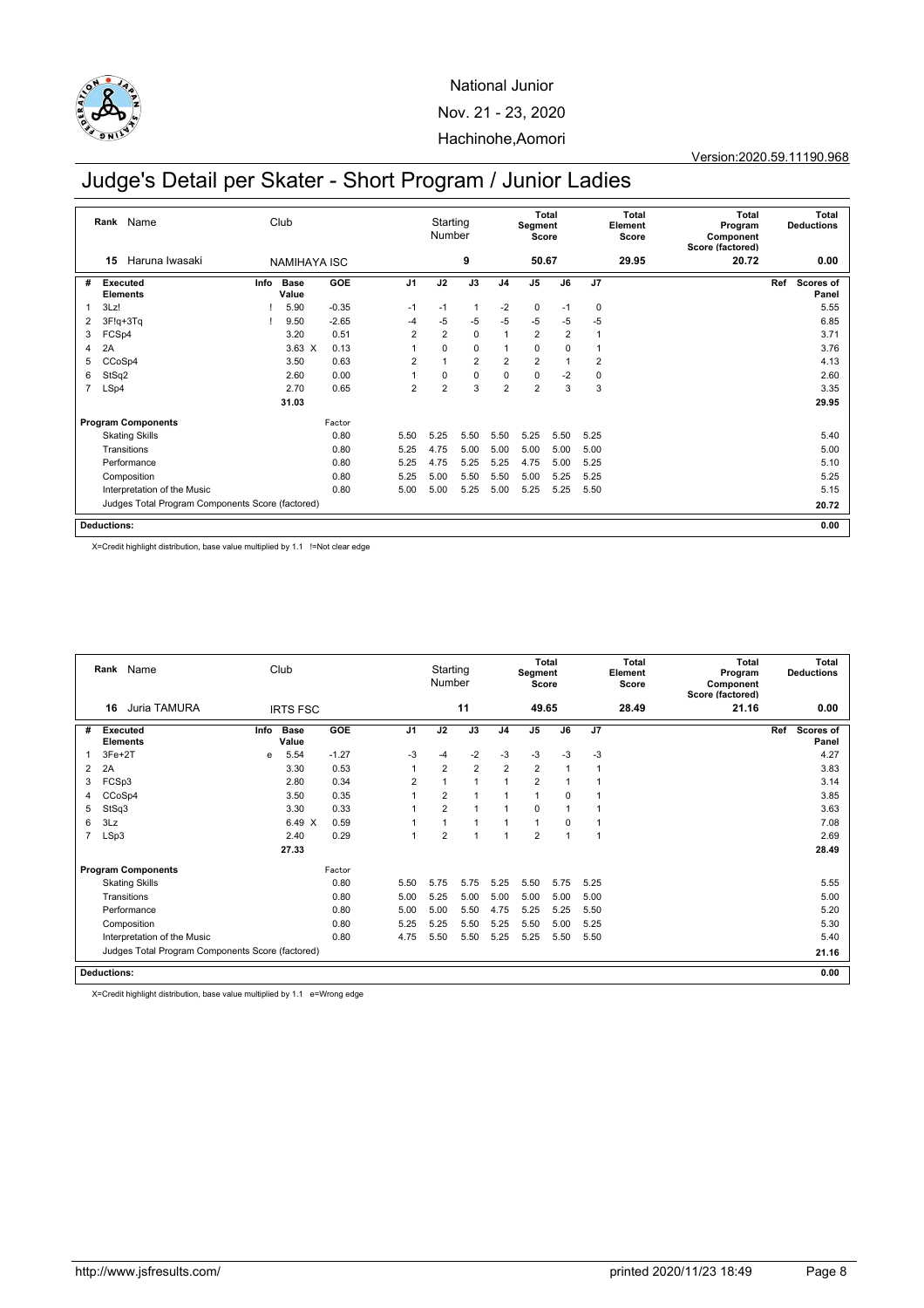National Junior

Nov. 21 - 23, 2020

Hachinohe,Aomori

Version:2020.59.11190.968

# Judge's Detail per Skater - Short Program / Junior Ladies

| Rank | Name | Club | Starting Number | Total Segment Score | Total Element Score | Total Program Component Score (factored) | Total Deductions |
|---|---|---|---|---|---|---|---|
| 15 | Haruna Iwasaki | NAMIHAYA ISC | 9 | 50.67 | 29.95 | 20.72 | 0.00 |

| # | Executed Elements | Info | Base Value | | GOE | J1 | J2 | J3 | J4 | J5 | J6 | J7 | Ref | Scores of Panel |
|---|---|---|---|---|---|---|---|---|---|---|---|---|---|---|
| 1 | 3Lz! | ! | 5.90 | | -0.35 | -1 | -1 | 1 | -2 | 0 | -1 | 0 | | 5.55 |
| 2 | 3F!q+3Tq | ! | 9.50 | | -2.65 | -4 | -5 | -5 | -5 | -5 | -5 | -5 | | 6.85 |
| 3 | FCSp4 | | 3.20 | | 0.51 | 2 | 2 | 0 | 1 | 2 | 2 | 1 | | 3.71 |
| 4 | 2A | | 3.63 | X | 0.13 | 1 | 0 | 0 | 1 | 0 | 0 | 1 | | 3.76 |
| 5 | CCoSp4 | | 3.50 | | 0.63 | 2 | 1 | 2 | 2 | 2 | 1 | 2 | | 4.13 |
| 6 | StSq2 | | 2.60 | | 0.00 | 1 | 0 | 0 | 0 | 0 | -2 | 0 | | 2.60 |
| 7 | LSp4 | | 2.70 | | 0.65 | 2 | 2 | 3 | 2 | 2 | 3 | 3 | | 3.35 |
| | | | 31.03 | | | | | | | | | | | 29.95 |

| Program Components | Factor | J1 | J2 | J3 | J4 | J5 | J6 | J7 | Scores of Panel |
|---|---|---|---|---|---|---|---|---|---|
| Skating Skills | 0.80 | 5.50 | 5.25 | 5.50 | 5.50 | 5.25 | 5.50 | 5.25 | 5.40 |
| Transitions | 0.80 | 5.25 | 4.75 | 5.00 | 5.00 | 5.00 | 5.00 | 5.00 | 5.00 |
| Performance | 0.80 | 5.25 | 4.75 | 5.25 | 5.25 | 4.75 | 5.00 | 5.25 | 5.10 |
| Composition | 0.80 | 5.25 | 5.00 | 5.50 | 5.50 | 5.00 | 5.25 | 5.25 | 5.25 |
| Interpretation of the Music | 0.80 | 5.00 | 5.00 | 5.25 | 5.00 | 5.25 | 5.25 | 5.50 | 5.15 |
| Judges Total Program Components Score (factored) | | | | | | | | | 20.72 |

**Deductions:** 0.00

X=Credit highlight distribution, base value multiplied by 1.1 !=Not clear edge

| Rank | Name | Club | Starting Number | Total Segment Score | Total Element Score | Total Program Component Score (factored) | Total Deductions |
|---|---|---|---|---|---|---|---|
| 16 | Juria TAMURA | IRTS FSC | 11 | 49.65 | 28.49 | 21.16 | 0.00 |

| # | Executed Elements | Info | Base Value | | GOE | J1 | J2 | J3 | J4 | J5 | J6 | J7 | Ref | Scores of Panel |
|---|---|---|---|---|---|---|---|---|---|---|---|---|---|---|
| 1 | 3Fe+2T | e | 5.54 | | -1.27 | -3 | -4 | -2 | -3 | -3 | -3 | -3 | | 4.27 |
| 2 | 2A | | 3.30 | | 0.53 | 1 | 2 | 2 | 2 | 2 | 1 | 1 | | 3.83 |
| 3 | FCSp3 | | 2.80 | | 0.34 | 2 | 1 | 1 | 1 | 2 | 1 | 1 | | 3.14 |
| 4 | CCoSp4 | | 3.50 | | 0.35 | 1 | 2 | 1 | 1 | 1 | 0 | 1 | | 3.85 |
| 5 | StSq3 | | 3.30 | | 0.33 | 1 | 2 | 1 | 1 | 0 | 1 | 1 | | 3.63 |
| 6 | 3Lz | | 6.49 | X | 0.59 | 1 | 1 | 1 | 1 | 1 | 0 | 1 | | 7.08 |
| 7 | LSp3 | | 2.40 | | 0.29 | 1 | 2 | 1 | 1 | 2 | 1 | 1 | | 2.69 |
| | | | 27.33 | | | | | | | | | | | 28.49 |

| Program Components | Factor | J1 | J2 | J3 | J4 | J5 | J6 | J7 | Scores of Panel |
|---|---|---|---|---|---|---|---|---|---|
| Skating Skills | 0.80 | 5.50 | 5.75 | 5.75 | 5.25 | 5.50 | 5.75 | 5.25 | 5.55 |
| Transitions | 0.80 | 5.00 | 5.25 | 5.00 | 5.00 | 5.00 | 5.00 | 5.00 | 5.00 |
| Performance | 0.80 | 5.00 | 5.00 | 5.50 | 4.75 | 5.25 | 5.25 | 5.50 | 5.20 |
| Composition | 0.80 | 5.25 | 5.25 | 5.50 | 5.25 | 5.50 | 5.00 | 5.25 | 5.30 |
| Interpretation of the Music | 0.80 | 4.75 | 5.50 | 5.50 | 5.25 | 5.25 | 5.50 | 5.50 | 5.40 |
| Judges Total Program Components Score (factored) | | | | | | | | | 21.16 |

**Deductions:** 0.00

X=Credit highlight distribution, base value multiplied by 1.1 e=Wrong edge

http://www.jsfresults.com/ printed 2020/11/23 18:49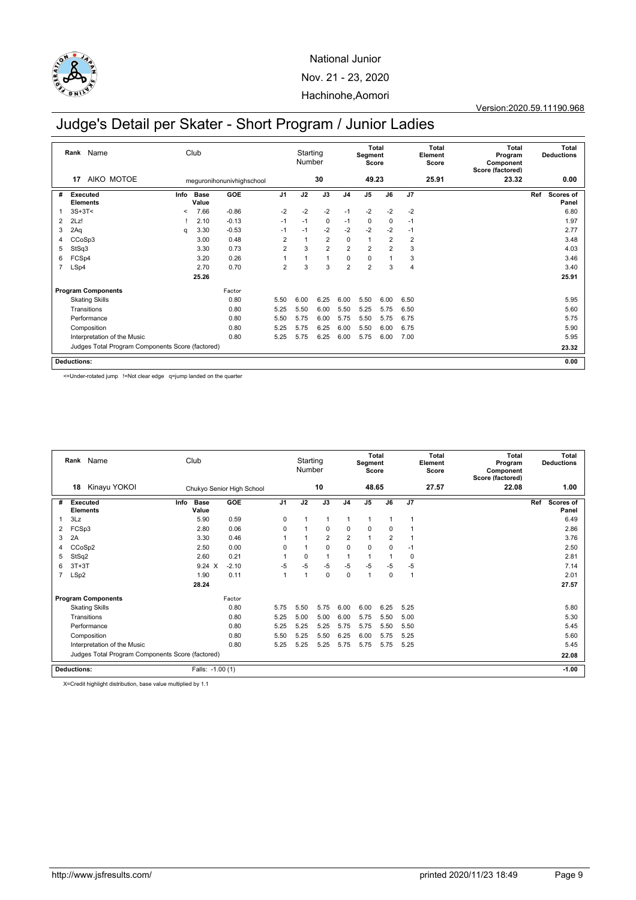National Junior

Nov. 21 - 23, 2020

Hachinohe,Aomori

Version:2020.59.11190.968

# Judge's Detail per Skater - Short Program / Junior Ladies

| Rank | Name | Club | Starting Number | Total Segment Score | Total Element Score | Total Program Component Score (factored) | Total Deductions |
|---|---|---|---|---|---|---|---|
| 17 | AIKO MOTOE | meguronihonunivhighschool | 30 | 49.23 | 25.91 | 23.32 | 0.00 |

| # | Executed Elements | Info | Base Value | GOE | J1 | J2 | J3 | J4 | J5 | J6 | J7 | Ref | Scores of Panel |
|---|---|---|---|---|---|---|---|---|---|---|---|---|---|
| 1 | 3S+3T< | < | 7.66 | -0.86 | -2 | -2 | -2 | -1 | -2 | -2 | -2 | | 6.80 |
| 2 | 2Lz! | ! | 2.10 | -0.13 | -1 | -1 | 0 | -1 | 0 | 0 | -1 | | 1.97 |
| 3 | 2Aq | q | 3.30 | -0.53 | -1 | -1 | -2 | -2 | -2 | -2 | -1 | | 2.77 |
| 4 | CCoSp3 | | 3.00 | 0.48 | 2 | 1 | 2 | 0 | 1 | 2 | 2 | | 3.48 |
| 5 | StSq3 | | 3.30 | 0.73 | 2 | 3 | 2 | 2 | 2 | 2 | 3 | | 4.03 |
| 6 | FCSp4 | | 3.20 | 0.26 | 1 | 1 | 1 | 0 | 0 | 1 | 3 | | 3.46 |
| 7 | LSp4 | | 2.70 | 0.70 | 2 | 3 | 3 | 2 | 2 | 3 | 4 | | 3.40 |
| | | | 25.26 | | | | | | | | | | 25.91 |

| Program Components | Factor | J1 | J2 | J3 | J4 | J5 | J6 | J7 | Scores of Panel |
|---|---|---|---|---|---|---|---|---|---|
| Skating Skills | 0.80 | 5.50 | 6.00 | 6.25 | 6.00 | 5.50 | 6.00 | 6.50 | 5.95 |
| Transitions | 0.80 | 5.25 | 5.50 | 6.00 | 5.50 | 5.25 | 5.75 | 6.50 | 5.60 |
| Performance | 0.80 | 5.50 | 5.75 | 6.00 | 5.75 | 5.50 | 5.75 | 6.75 | 5.75 |
| Composition | 0.80 | 5.25 | 5.75 | 6.25 | 6.00 | 5.50 | 6.00 | 6.75 | 5.90 |
| Interpretation of the Music | 0.80 | 5.25 | 5.75 | 6.25 | 6.00 | 5.75 | 6.00 | 7.00 | 5.95 |
| Judges Total Program Components Score (factored) | | | | | | | | | 23.32 |

**Deductions:** 0.00

<=Under-rotated jump !=Not clear edge q=jump landed on the quarter

| Rank | Name | Club | Starting Number | Total Segment Score | Total Element Score | Total Program Component Score (factored) | Total Deductions |
|---|---|---|---|---|---|---|---|
| 18 | Kinayu YOKOI | Chukyo Senior High School | 10 | 48.65 | 27.57 | 22.08 | 1.00 |

| # | Executed Elements | Info | Base Value | GOE | J1 | J2 | J3 | J4 | J5 | J6 | J7 | Ref | Scores of Panel |
|---|---|---|---|---|---|---|---|---|---|---|---|---|---|
| 1 | 3Lz | | 5.90 | 0.59 | 0 | 1 | 1 | 1 | 1 | 1 | 1 | | 6.49 |
| 2 | FCSp3 | | 2.80 | 0.06 | 0 | 1 | 0 | 0 | 0 | 0 | 1 | | 2.86 |
| 3 | 2A | | 3.30 | 0.46 | 1 | 1 | 2 | 2 | 1 | 2 | 1 | | 3.76 |
| 4 | CCoSp2 | | 2.50 | 0.00 | 0 | 1 | 0 | 0 | 0 | 0 | -1 | | 2.50 |
| 5 | StSq2 | | 2.60 | 0.21 | 1 | 0 | 1 | 1 | 1 | 1 | 0 | | 2.81 |
| 6 | 3T+3T | | 9.24 X | -2.10 | -5 | -5 | -5 | -5 | -5 | -5 | -5 | | 7.14 |
| 7 | LSp2 | | 1.90 | 0.11 | 1 | 1 | 0 | 0 | 1 | 0 | 1 | | 2.01 |
| | | | 28.24 | | | | | | | | | | 27.57 |

| Program Components | Factor | J1 | J2 | J3 | J4 | J5 | J6 | J7 | Scores of Panel |
|---|---|---|---|---|---|---|---|---|---|
| Skating Skills | 0.80 | 5.75 | 5.50 | 5.75 | 6.00 | 6.00 | 6.25 | 5.25 | 5.80 |
| Transitions | 0.80 | 5.25 | 5.00 | 5.00 | 6.00 | 5.75 | 5.50 | 5.00 | 5.30 |
| Performance | 0.80 | 5.25 | 5.25 | 5.25 | 5.75 | 5.75 | 5.50 | 5.50 | 5.45 |
| Composition | 0.80 | 5.50 | 5.25 | 5.50 | 6.25 | 6.00 | 5.75 | 5.25 | 5.60 |
| Interpretation of the Music | 0.80 | 5.25 | 5.25 | 5.25 | 5.75 | 5.75 | 5.75 | 5.25 | 5.45 |
| Judges Total Program Components Score (factored) | | | | | | | | | 22.08 |

**Deductions:** Falls: -1.00 (1) -1.00

X=Credit highlight distribution, base value multiplied by 1.1

http://www.jsfresults.com/ printed 2020/11/23 18:49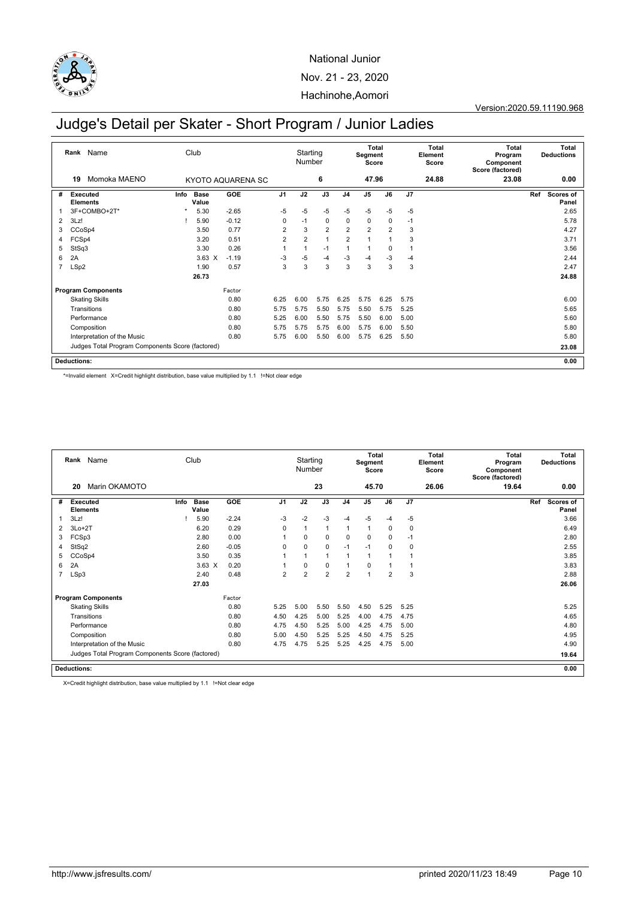National Junior

Nov. 21 - 23, 2020

Hachinohe,Aomori

Version:2020.59.11190.968

# Judge's Detail per Skater - Short Program / Junior Ladies

| Rank | Name | Club | Starting Number | Total Segment Score | Total Element Score | Total Program Component Score (factored) | Total Deductions |
|---|---|---|---|---|---|---|---|
| 19 | Momoka MAENO | KYOTO AQUARENA SC | 6 | 47.96 | 24.88 | 23.08 | 0.00 |

| # | Executed Elements | Info | Base Value | | GOE | J1 | J2 | J3 | J4 | J5 | J6 | J7 | Ref | Scores of Panel |
|---|---|---|---|---|---|---|---|---|---|---|---|---|---|---|
| 1 | 3F+COMBO+2T* | * | 5.30 | | -2.65 | -5 | -5 | -5 | -5 | -5 | -5 | -5 | | 2.65 |
| 2 | 3Lz! | ! | 5.90 | | -0.12 | 0 | -1 | 0 | 0 | 0 | 0 | -1 | | 5.78 |
| 3 | CCoSp4 | | 3.50 | | 0.77 | 2 | 3 | 2 | 2 | 2 | 2 | 3 | | 4.27 |
| 4 | FCSp4 | | 3.20 | | 0.51 | 2 | 2 | 1 | 2 | 1 | 1 | 3 | | 3.71 |
| 5 | StSq3 | | 3.30 | | 0.26 | 1 | 1 | -1 | 1 | 1 | 0 | 1 | | 3.56 |
| 6 | 2A | | 3.63 | X | -1.19 | -3 | -5 | -4 | -3 | -4 | -3 | -4 | | 2.44 |
| 7 | LSp2 | | 1.90 | | 0.57 | 3 | 3 | 3 | 3 | 3 | 3 | 3 | | 2.47 |
| | | | 26.73 | | | | | | | | | | | 24.88 |

| Program Components | Factor | J1 | J2 | J3 | J4 | J5 | J6 | J7 | Scores of Panel |
|---|---|---|---|---|---|---|---|---|---|
| Skating Skills | 0.80 | 6.25 | 6.00 | 5.75 | 6.25 | 5.75 | 6.25 | 5.75 | 6.00 |
| Transitions | 0.80 | 5.75 | 5.75 | 5.50 | 5.75 | 5.50 | 5.75 | 5.25 | 5.65 |
| Performance | 0.80 | 5.25 | 6.00 | 5.50 | 5.75 | 5.50 | 6.00 | 5.00 | 5.60 |
| Composition | 0.80 | 5.75 | 5.75 | 5.75 | 6.00 | 5.75 | 6.00 | 5.50 | 5.80 |
| Interpretation of the Music | 0.80 | 5.75 | 6.00 | 5.50 | 6.00 | 5.75 | 6.25 | 5.50 | 5.80 |
| Judges Total Program Components Score (factored) | | | | | | | | | 23.08 |

**Deductions:** 0.00

*=Invalid element X=Credit highlight distribution, base value multiplied by 1.1 !=Not clear edge

| Rank | Name | Club | Starting Number | Total Segment Score | Total Element Score | Total Program Component Score (factored) | Total Deductions |
|---|---|---|---|---|---|---|---|
| 20 | Marin OKAMOTO | | 23 | 45.70 | 26.06 | 19.64 | 0.00 |

| # | Executed Elements | Info | Base Value | | GOE | J1 | J2 | J3 | J4 | J5 | J6 | J7 | Ref | Scores of Panel |
|---|---|---|---|---|---|---|---|---|---|---|---|---|---|---|
| 1 | 3Lz! | ! | 5.90 | | -2.24 | -3 | -2 | -3 | -4 | -5 | -4 | -5 | | 3.66 |
| 2 | 3Lo+2T | | 6.20 | | 0.29 | 0 | 1 | 1 | 1 | 1 | 0 | 0 | | 6.49 |
| 3 | FCSp3 | | 2.80 | | 0.00 | 1 | 0 | 0 | 0 | 0 | 0 | -1 | | 2.80 |
| 4 | StSq2 | | 2.60 | | -0.05 | 0 | 0 | 0 | -1 | -1 | 0 | 0 | | 2.55 |
| 5 | CCoSp4 | | 3.50 | | 0.35 | 1 | 1 | 1 | 1 | 1 | 1 | 1 | | 3.85 |
| 6 | 2A | | 3.63 | X | 0.20 | 1 | 0 | 0 | 1 | 0 | 1 | 1 | | 3.83 |
| 7 | LSp3 | | 2.40 | | 0.48 | 2 | 2 | 2 | 2 | 1 | 2 | 3 | | 2.88 |
| | | | 27.03 | | | | | | | | | | | 26.06 |

| Program Components | Factor | J1 | J2 | J3 | J4 | J5 | J6 | J7 | Scores of Panel |
|---|---|---|---|---|---|---|---|---|---|
| Skating Skills | 0.80 | 5.25 | 5.00 | 5.50 | 5.50 | 4.50 | 5.25 | 5.25 | 5.25 |
| Transitions | 0.80 | 4.50 | 4.25 | 5.00 | 5.25 | 4.00 | 4.75 | 4.75 | 4.65 |
| Performance | 0.80 | 4.75 | 4.50 | 5.25 | 5.00 | 4.25 | 4.75 | 5.00 | 4.80 |
| Composition | 0.80 | 5.00 | 4.50 | 5.25 | 5.25 | 4.50 | 4.75 | 5.25 | 4.95 |
| Interpretation of the Music | 0.80 | 4.75 | 4.75 | 5.25 | 5.25 | 4.25 | 4.75 | 5.00 | 4.90 |
| Judges Total Program Components Score (factored) | | | | | | | | | 19.64 |

**Deductions:** 0.00

X=Credit highlight distribution, base value multiplied by 1.1 !=Not clear edge

http://www.jsfresults.com/ printed 2020/11/23 18:49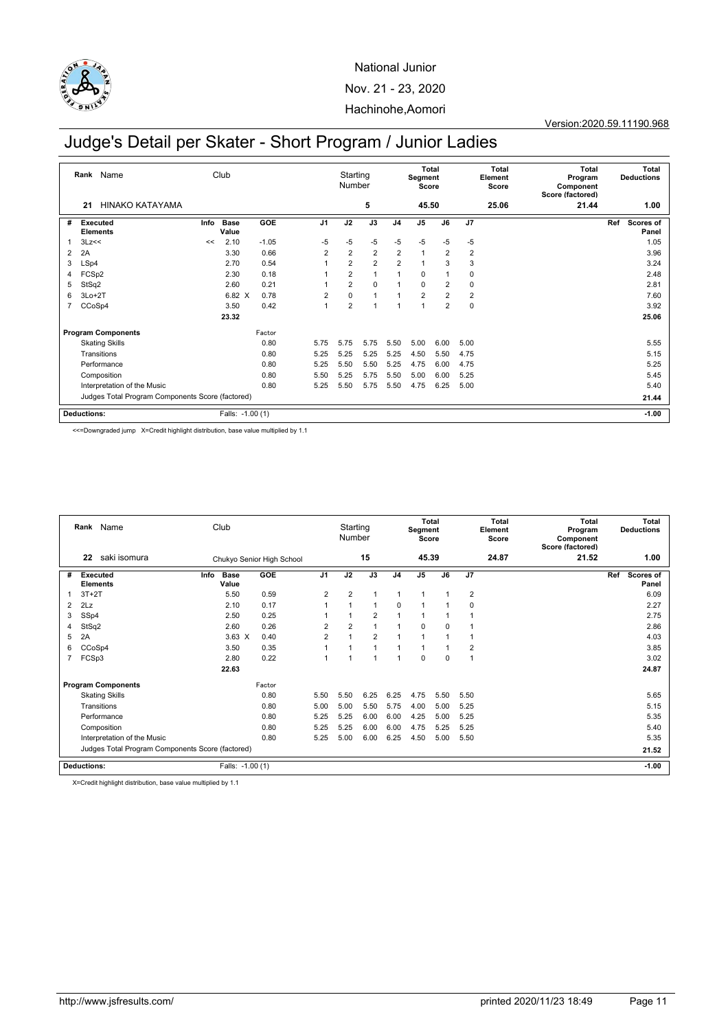National Junior

Nov. 21 - 23, 2020

Hachinohe,Aomori

Version:2020.59.11190.968

# Judge's Detail per Skater - Short Program / Junior Ladies

| Rank | Name | Club | Starting Number | Total Segment Score | Total Element Score | Total Program Component Score (factored) | Total Deductions |
|---|---|---|---|---|---|---|---|
| 21 | HINAKO KATAYAMA | | 5 | 45.50 | 25.06 | 21.44 | 1.00 |

| # | Executed Elements | Info | Base Value | | GOE | J1 | J2 | J3 | J4 | J5 | J6 | J7 | Ref | Scores of Panel |
|---|---|---|---|---|---|---|---|---|---|---|---|---|---|---|
| 1 | 3Lz<< | << | 2.10 | | -1.05 | -5 | -5 | -5 | -5 | -5 | -5 | -5 | | 1.05 |
| 2 | 2A | | 3.30 | | 0.66 | 2 | 2 | 2 | 2 | 1 | 2 | 2 | | 3.96 |
| 3 | LSp4 | | 2.70 | | 0.54 | 1 | 2 | 2 | 2 | 1 | 3 | 3 | | 3.24 |
| 4 | FCSp2 | | 2.30 | | 0.18 | 1 | 2 | 1 | 1 | 0 | 1 | 0 | | 2.48 |
| 5 | StSq2 | | 2.60 | | 0.21 | 1 | 2 | 0 | 1 | 0 | 2 | 0 | | 2.81 |
| 6 | 3Lo+2T | | 6.82 | X | 0.78 | 2 | 0 | 1 | 1 | 2 | 2 | 2 | | 7.60 |
| 7 | CCoSp4 | | 3.50 | | 0.42 | 1 | 2 | 1 | 1 | 1 | 2 | 0 | | 3.92 |
| | | | 23.32 | | | | | | | | | | | 25.06 |

| Program Components | Factor | J1 | J2 | J3 | J4 | J5 | J6 | J7 | Scores of Panel |
|---|---|---|---|---|---|---|---|---|---|
| Skating Skills | 0.80 | 5.75 | 5.75 | 5.75 | 5.50 | 5.00 | 6.00 | 5.00 | 5.55 |
| Transitions | 0.80 | 5.25 | 5.25 | 5.25 | 5.25 | 4.50 | 5.50 | 4.75 | 5.15 |
| Performance | 0.80 | 5.25 | 5.50 | 5.50 | 5.25 | 4.75 | 6.00 | 4.75 | 5.25 |
| Composition | 0.80 | 5.50 | 5.25 | 5.75 | 5.50 | 5.00 | 6.00 | 5.25 | 5.45 |
| Interpretation of the Music | 0.80 | 5.25 | 5.50 | 5.75 | 5.50 | 4.75 | 6.25 | 5.00 | 5.40 |
| Judges Total Program Components Score (factored) | | | | | | | | | 21.44 |

| Deductions: | Falls: -1.00 (1) | -1.00 |
|---|---|---|

<<=Downgraded jump X=Credit highlight distribution, base value multiplied by 1.1

| Rank | Name | Club | Starting Number | Total Segment Score | Total Element Score | Total Program Component Score (factored) | Total Deductions |
|---|---|---|---|---|---|---|---|
| 22 | saki isomura | Chukyo Senior High School | 15 | 45.39 | 24.87 | 21.52 | 1.00 |

| # | Executed Elements | Info | Base Value | | GOE | J1 | J2 | J3 | J4 | J5 | J6 | J7 | Ref | Scores of Panel |
|---|---|---|---|---|---|---|---|---|---|---|---|---|---|---|
| 1 | 3T+2T | | 5.50 | | 0.59 | 2 | 2 | 1 | 1 | 1 | 1 | 2 | | 6.09 |
| 2 | 2Lz | | 2.10 | | 0.17 | 1 | 1 | 1 | 0 | 1 | 1 | 0 | | 2.27 |
| 3 | SSp4 | | 2.50 | | 0.25 | 1 | 1 | 2 | 1 | 1 | 1 | 1 | | 2.75 |
| 4 | StSq2 | | 2.60 | | 0.26 | 2 | 2 | 1 | 1 | 0 | 0 | 1 | | 2.86 |
| 5 | 2A | | 3.63 | X | 0.40 | 2 | 1 | 2 | 1 | 1 | 1 | 1 | | 4.03 |
| 6 | CCoSp4 | | 3.50 | | 0.35 | 1 | 1 | 1 | 1 | 1 | 1 | 2 | | 3.85 |
| 7 | FCSp3 | | 2.80 | | 0.22 | 1 | 1 | 1 | 1 | 0 | 0 | 1 | | 3.02 |
| | | | 22.63 | | | | | | | | | | | 24.87 |

| Program Components | Factor | J1 | J2 | J3 | J4 | J5 | J6 | J7 | Scores of Panel |
|---|---|---|---|---|---|---|---|---|---|
| Skating Skills | 0.80 | 5.50 | 5.50 | 6.25 | 6.25 | 4.75 | 5.50 | 5.50 | 5.65 |
| Transitions | 0.80 | 5.00 | 5.00 | 5.50 | 5.75 | 4.00 | 5.00 | 5.25 | 5.15 |
| Performance | 0.80 | 5.25 | 5.25 | 6.00 | 6.00 | 4.25 | 5.00 | 5.25 | 5.35 |
| Composition | 0.80 | 5.25 | 5.25 | 6.00 | 6.00 | 4.75 | 5.25 | 5.25 | 5.40 |
| Interpretation of the Music | 0.80 | 5.25 | 5.00 | 6.00 | 6.25 | 4.50 | 5.00 | 5.50 | 5.35 |
| Judges Total Program Components Score (factored) | | | | | | | | | 21.52 |

| Deductions: | Falls: -1.00 (1) | -1.00 |
|---|---|---|

X=Credit highlight distribution, base value multiplied by 1.1

http://www.jsfresults.com/ printed 2020/11/23 18:49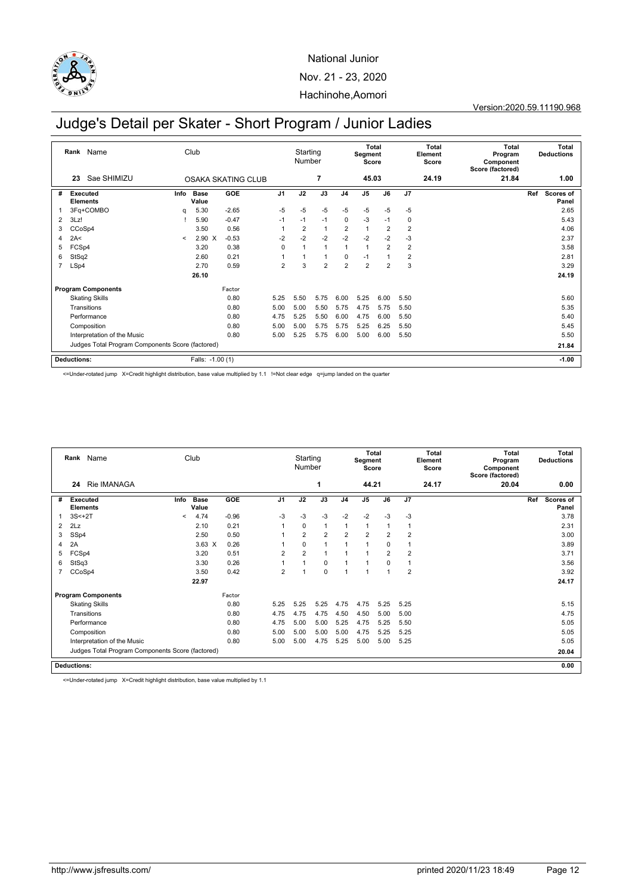National Junior

Nov. 21 - 23, 2020

Hachinohe,Aomori

Version:2020.59.11190.968

# Judge's Detail per Skater - Short Program / Junior Ladies

| Rank | Name | Club | Starting Number | Total Segment Score | Total Element Score | Total Program Component Score (factored) | Total Deductions |
|---|---|---|---|---|---|---|---|
| 23 | Sae SHIMIZU | OSAKA SKATING CLUB | 7 | 45.03 | 24.19 | 21.84 | 1.00 |

| # | Executed Elements | Info | Base Value | | GOE | J1 | J2 | J3 | J4 | J5 | J6 | J7 | Ref | Scores of Panel |
|---|---|---|---|---|---|---|---|---|---|---|---|---|---|---|
| 1 | 3Fq+COMBO | q | 5.30 | | -2.65 | -5 | -5 | -5 | -5 | -5 | -5 | -5 | | 2.65 |
| 2 | 3Lz! | ! | 5.90 | | -0.47 | -1 | -1 | -1 | 0 | -3 | -1 | 0 | | 5.43 |
| 3 | CCoSp4 | | 3.50 | | 0.56 | 1 | 2 | 1 | 2 | 1 | 2 | 2 | | 4.06 |
| 4 | 2A< | < | 2.90 | X | -0.53 | -2 | -2 | -2 | -2 | -2 | -2 | -3 | | 2.37 |
| 5 | FCSp4 | | 3.20 | | 0.38 | 0 | 1 | 1 | 1 | 1 | 2 | 2 | | 3.58 |
| 6 | StSq2 | | 2.60 | | 0.21 | 1 | 1 | 1 | 0 | -1 | 1 | 2 | | 2.81 |
| 7 | LSp4 | | 2.70 | | 0.59 | 2 | 3 | 2 | 2 | 2 | 2 | 3 | | 3.29 |
| | | | 26.10 | | | | | | | | | | | 24.19 |

| Program Components | Factor | J1 | J2 | J3 | J4 | J5 | J6 | J7 | Scores of Panel |
|---|---|---|---|---|---|---|---|---|---|
| Skating Skills | 0.80 | 5.25 | 5.50 | 5.75 | 6.00 | 5.25 | 6.00 | 5.50 | 5.60 |
| Transitions | 0.80 | 5.00 | 5.00 | 5.50 | 5.75 | 4.75 | 5.75 | 5.50 | 5.35 |
| Performance | 0.80 | 4.75 | 5.25 | 5.50 | 6.00 | 4.75 | 6.00 | 5.50 | 5.40 |
| Composition | 0.80 | 5.00 | 5.00 | 5.75 | 5.75 | 5.25 | 6.25 | 5.50 | 5.45 |
| Interpretation of the Music | 0.80 | 5.00 | 5.25 | 5.75 | 6.00 | 5.00 | 6.00 | 5.50 | 5.50 |
| Judges Total Program Components Score (factored) | | | | | | | | | 21.84 |

**Deductions:** Falls: -1.00 (1) — **-1.00**

<=Under-rotated jump X=Credit highlight distribution, base value multiplied by 1.1 !=Not clear edge q=jump landed on the quarter

| Rank | Name | Club | Starting Number | Total Segment Score | Total Element Score | Total Program Component Score (factored) | Total Deductions |
|---|---|---|---|---|---|---|---|
| 24 | Rie IMANAGA | | 1 | 44.21 | 24.17 | 20.04 | 0.00 |

| # | Executed Elements | Info | Base Value | | GOE | J1 | J2 | J3 | J4 | J5 | J6 | J7 | Ref | Scores of Panel |
|---|---|---|---|---|---|---|---|---|---|---|---|---|---|---|
| 1 | 3S<+2T | < | 4.74 | | -0.96 | -3 | -3 | -3 | -2 | -2 | -3 | -3 | | 3.78 |
| 2 | 2Lz | | 2.10 | | 0.21 | 1 | 0 | 1 | 1 | 1 | 1 | 1 | | 2.31 |
| 3 | SSp4 | | 2.50 | | 0.50 | 1 | 2 | 2 | 2 | 2 | 2 | 2 | | 3.00 |
| 4 | 2A | | 3.63 | X | 0.26 | 1 | 0 | 1 | 1 | 1 | 0 | 1 | | 3.89 |
| 5 | FCSp4 | | 3.20 | | 0.51 | 2 | 2 | 1 | 1 | 1 | 2 | 2 | | 3.71 |
| 6 | StSq3 | | 3.30 | | 0.26 | 1 | 1 | 0 | 1 | 1 | 0 | 1 | | 3.56 |
| 7 | CCoSp4 | | 3.50 | | 0.42 | 2 | 1 | 0 | 1 | 1 | 1 | 2 | | 3.92 |
| | | | 22.97 | | | | | | | | | | | 24.17 |

| Program Components | Factor | J1 | J2 | J3 | J4 | J5 | J6 | J7 | Scores of Panel |
|---|---|---|---|---|---|---|---|---|---|
| Skating Skills | 0.80 | 5.25 | 5.25 | 5.25 | 4.75 | 4.75 | 5.25 | 5.25 | 5.15 |
| Transitions | 0.80 | 4.75 | 4.75 | 4.75 | 4.50 | 4.50 | 5.00 | 5.00 | 4.75 |
| Performance | 0.80 | 4.75 | 5.00 | 5.00 | 5.25 | 4.75 | 5.25 | 5.50 | 5.05 |
| Composition | 0.80 | 5.00 | 5.00 | 5.00 | 5.00 | 4.75 | 5.25 | 5.25 | 5.05 |
| Interpretation of the Music | 0.80 | 5.00 | 5.00 | 4.75 | 5.25 | 5.00 | 5.00 | 5.25 | 5.05 |
| Judges Total Program Components Score (factored) | | | | | | | | | 20.04 |

**Deductions:** — **0.00**

<=Under-rotated jump X=Credit highlight distribution, base value multiplied by 1.1

http://www.jsfresults.com/ printed 2020/11/23 18:49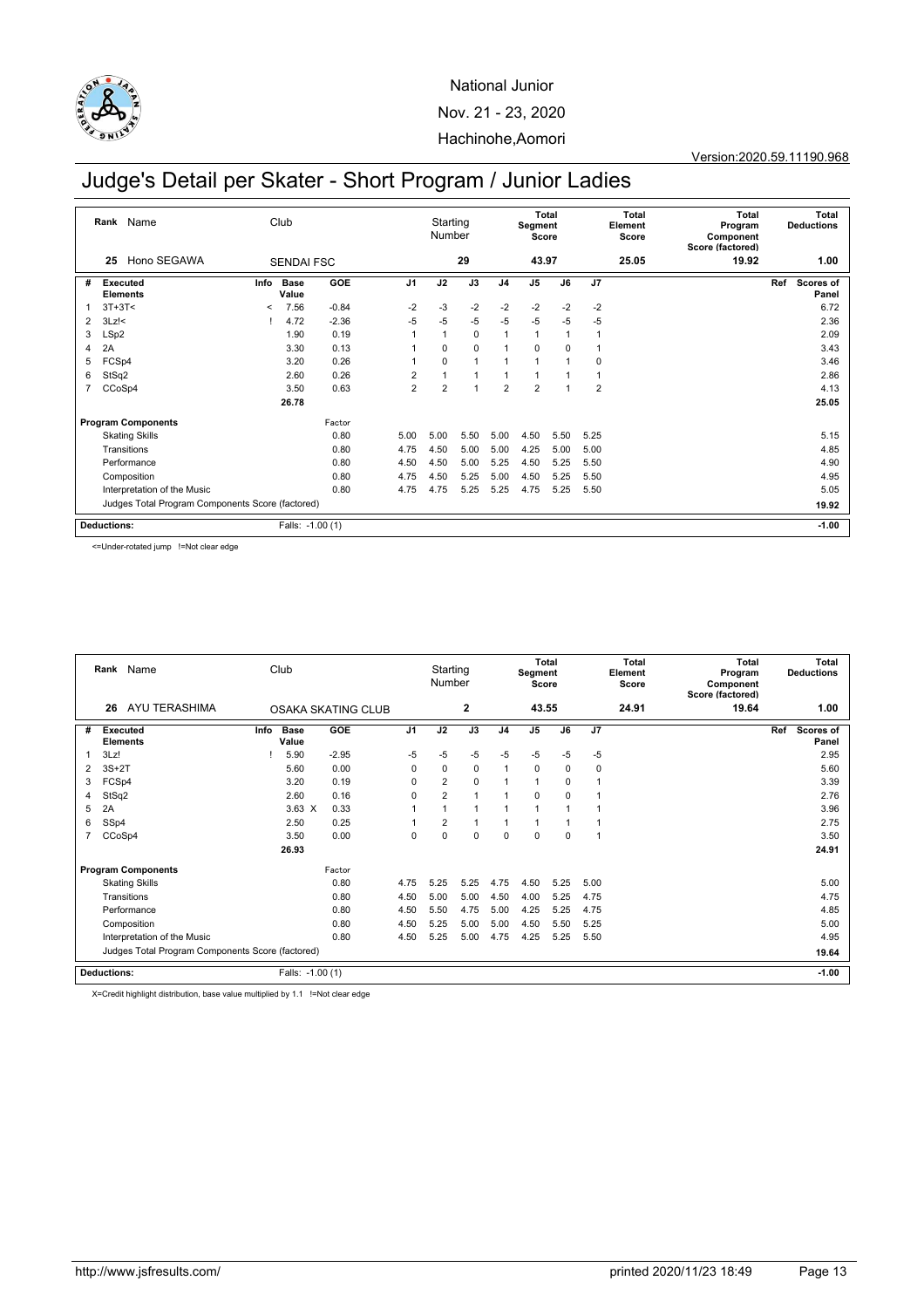National Junior

Nov. 21 - 23, 2020

Hachinohe,Aomori

Version:2020.59.11190.968

# Judge's Detail per Skater - Short Program / Junior Ladies

| Rank | Name | Club | Starting Number | Total Segment Score | Total Element Score | Total Program Component Score (factored) | Total Deductions |
|---|---|---|---|---|---|---|---|
| 25 | Hono SEGAWA | SENDAI FSC | 29 | 43.97 | 25.05 | 19.92 | 1.00 |

| # | Executed Elements | Info | Base Value | GOE | J1 | J2 | J3 | J4 | J5 | J6 | J7 | Ref | Scores of Panel |
|---|---|---|---|---|---|---|---|---|---|---|---|---|---|
| 1 | 3T+3T< | < | 7.56 | -0.84 | -2 | -3 | -2 | -2 | -2 | -2 | -2 | | 6.72 |
| 2 | 3Lz!< | ! | 4.72 | -2.36 | -5 | -5 | -5 | -5 | -5 | -5 | -5 | | 2.36 |
| 3 | LSp2 | | 1.90 | 0.19 | 1 | 1 | 0 | 1 | 1 | 1 | 1 | | 2.09 |
| 4 | 2A | | 3.30 | 0.13 | 1 | 0 | 0 | 1 | 0 | 0 | 1 | | 3.43 |
| 5 | FCSp4 | | 3.20 | 0.26 | 1 | 0 | 1 | 1 | 1 | 1 | 0 | | 3.46 |
| 6 | StSq2 | | 2.60 | 0.26 | 2 | 1 | 1 | 1 | 1 | 1 | 1 | | 2.86 |
| 7 | CCoSp4 | | 3.50 | 0.63 | 2 | 2 | 1 | 2 | 2 | 1 | 2 | | 4.13 |
| | | | 26.78 | | | | | | | | | | 25.05 |
| | **Program Components** | | | Factor | | | | | | | | | |
| | Skating Skills | | | 0.80 | 5.00 | 5.00 | 5.50 | 5.00 | 4.50 | 5.50 | 5.25 | | 5.15 |
| | Transitions | | | 0.80 | 4.75 | 4.50 | 5.00 | 5.00 | 4.25 | 5.00 | 5.00 | | 4.85 |
| | Performance | | | 0.80 | 4.50 | 4.50 | 5.00 | 5.25 | 4.50 | 5.25 | 5.50 | | 4.90 |
| | Composition | | | 0.80 | 4.75 | 4.50 | 5.25 | 5.00 | 4.50 | 5.25 | 5.50 | | 4.95 |
| | Interpretation of the Music | | | 0.80 | 4.75 | 4.75 | 5.25 | 5.25 | 4.75 | 5.25 | 5.50 | | 5.05 |
| | Judges Total Program Components Score (factored) | | | | | | | | | | | | 19.92 |
| | **Deductions:** | | Falls: -1.00 (1) | | | | | | | | | | -1.00 |

<=Under-rotated jump !=Not clear edge

| Rank | Name | Club | Starting Number | Total Segment Score | Total Element Score | Total Program Component Score (factored) | Total Deductions |
|---|---|---|---|---|---|---|---|
| 26 | AYU TERASHIMA | OSAKA SKATING CLUB | 2 | 43.55 | 24.91 | 19.64 | 1.00 |

| # | Executed Elements | Info | Base Value | GOE | J1 | J2 | J3 | J4 | J5 | J6 | J7 | Ref | Scores of Panel |
|---|---|---|---|---|---|---|---|---|---|---|---|---|---|
| 1 | 3Lz! | ! | 5.90 | -2.95 | -5 | -5 | -5 | -5 | -5 | -5 | -5 | | 2.95 |
| 2 | 3S+2T | | 5.60 | 0.00 | 0 | 0 | 0 | 1 | 0 | 0 | 0 | | 5.60 |
| 3 | FCSp4 | | 3.20 | 0.19 | 0 | 2 | 0 | 1 | 1 | 0 | 1 | | 3.39 |
| 4 | StSq2 | | 2.60 | 0.16 | 0 | 2 | 1 | 1 | 0 | 0 | 1 | | 2.76 |
| 5 | 2A | | 3.63 X | 0.33 | 1 | 1 | 1 | 1 | 1 | 1 | 1 | | 3.96 |
| 6 | SSp4 | | 2.50 | 0.25 | 1 | 2 | 1 | 1 | 1 | 1 | 1 | | 2.75 |
| 7 | CCoSp4 | | 3.50 | 0.00 | 0 | 0 | 0 | 0 | 0 | 0 | 1 | | 3.50 |
| | | | 26.93 | | | | | | | | | | 24.91 |
| | **Program Components** | | | Factor | | | | | | | | | |
| | Skating Skills | | | 0.80 | 4.75 | 5.25 | 5.25 | 4.75 | 4.50 | 5.25 | 5.00 | | 5.00 |
| | Transitions | | | 0.80 | 4.50 | 5.00 | 5.00 | 4.50 | 4.00 | 5.25 | 4.75 | | 4.75 |
| | Performance | | | 0.80 | 4.50 | 5.50 | 4.75 | 5.00 | 4.25 | 5.25 | 4.75 | | 4.85 |
| | Composition | | | 0.80 | 4.50 | 5.25 | 5.00 | 5.00 | 4.50 | 5.50 | 5.25 | | 5.00 |
| | Interpretation of the Music | | | 0.80 | 4.50 | 5.25 | 5.00 | 4.75 | 4.25 | 5.25 | 5.50 | | 4.95 |
| | Judges Total Program Components Score (factored) | | | | | | | | | | | | 19.64 |
| | **Deductions:** | | Falls: -1.00 (1) | | | | | | | | | | -1.00 |

X=Credit highlight distribution, base value multiplied by 1.1 !=Not clear edge

http://www.jsfresults.com/ printed 2020/11/23 18:49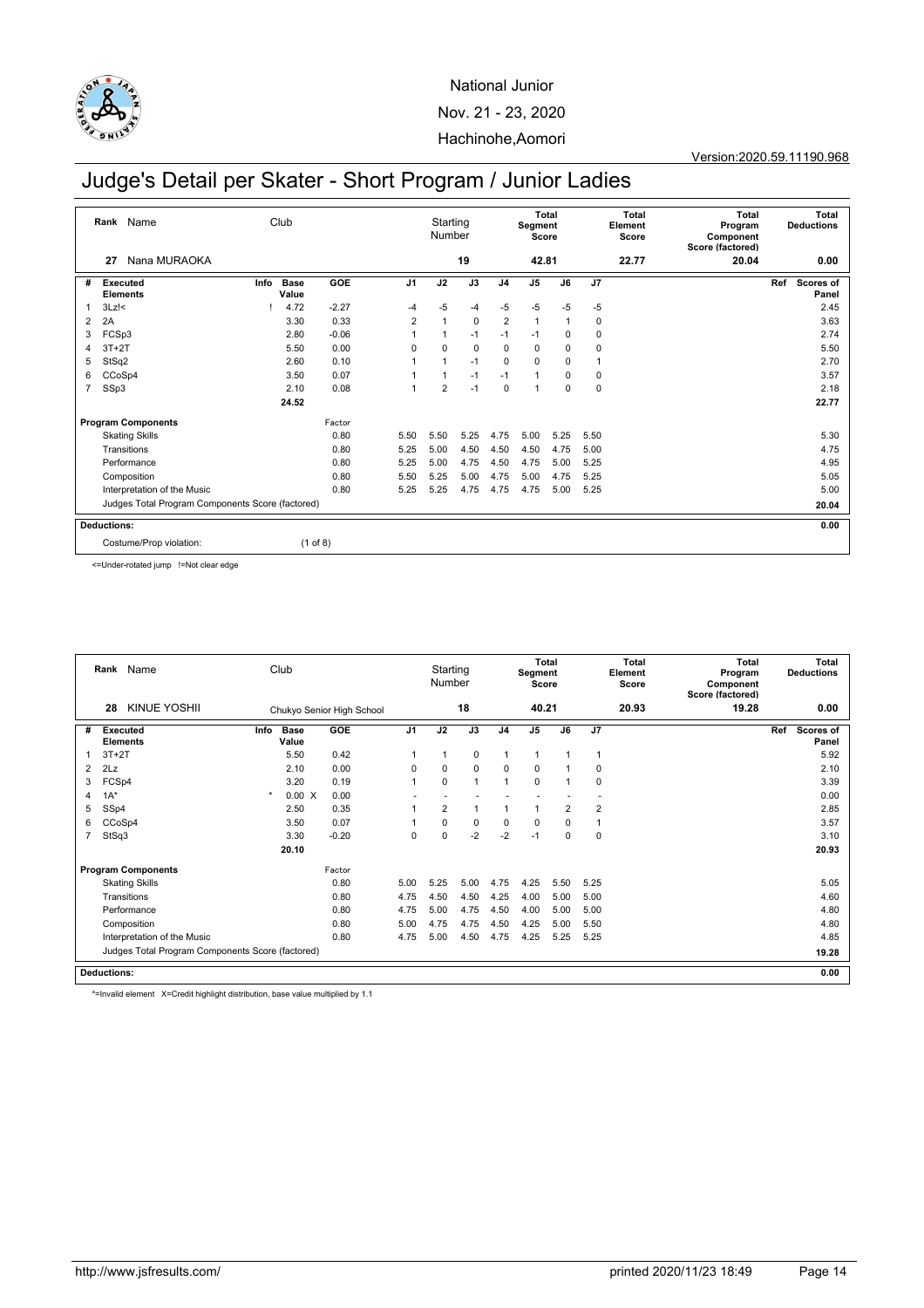National Junior
Nov. 21 - 23, 2020
Hachinohe,Aomori

Version:2020.59.11190.968

# Judge's Detail per Skater - Short Program / Junior Ladies

| Rank | Name | Club | Starting Number | Total Segment Score | Total Element Score | Total Program Component Score (factored) | Total Deductions |
|---|---|---|---|---|---|---|---|
| 27 | Nana MURAOKA | | 19 | 42.81 | 22.77 | 20.04 | 0.00 |

| # | Executed Elements | Info | Base Value | GOE | J1 | J2 | J3 | J4 | J5 | J6 | J7 | Ref | Scores of Panel |
|---|---|---|---|---|---|---|---|---|---|---|---|---|---|
| 1 | 3Lz!< | ! | 4.72 | -2.27 | -4 | -5 | -4 | -5 | -5 | -5 | -5 | | 2.45 |
| 2 | 2A | | 3.30 | 0.33 | 2 | 1 | 0 | 2 | 1 | 1 | 0 | | 3.63 |
| 3 | FCSp3 | | 2.80 | -0.06 | 1 | 1 | -1 | -1 | -1 | 0 | 0 | | 2.74 |
| 4 | 3T+2T | | 5.50 | 0.00 | 0 | 0 | 0 | 0 | 0 | 0 | 0 | | 5.50 |
| 5 | StSq2 | | 2.60 | 0.10 | 1 | 1 | -1 | 0 | 0 | 0 | 1 | | 2.70 |
| 6 | CCoSp4 | | 3.50 | 0.07 | 1 | 1 | -1 | -1 | 1 | 0 | 0 | | 3.57 |
| 7 | SSp3 | | 2.10 | 0.08 | 1 | 2 | -1 | 0 | 1 | 0 | 0 | | 2.18 |
| | | | 24.52 | | | | | | | | | | 22.77 |

| Program Components | Factor | J1 | J2 | J3 | J4 | J5 | J6 | J7 | Scores of Panel |
|---|---|---|---|---|---|---|---|---|---|
| Skating Skills | 0.80 | 5.50 | 5.50 | 5.25 | 4.75 | 5.00 | 5.25 | 5.50 | 5.30 |
| Transitions | 0.80 | 5.25 | 5.00 | 4.50 | 4.50 | 4.50 | 4.75 | 5.00 | 4.75 |
| Performance | 0.80 | 5.25 | 5.00 | 4.75 | 4.50 | 4.75 | 5.00 | 5.25 | 4.95 |
| Composition | 0.80 | 5.50 | 5.25 | 5.00 | 4.75 | 5.00 | 4.75 | 5.25 | 5.05 |
| Interpretation of the Music | 0.80 | 5.25 | 5.25 | 4.75 | 4.75 | 4.75 | 5.00 | 5.25 | 5.00 |
| Judges Total Program Components Score (factored) | | | | | | | | | 20.04 |

**Deductions:** 0.00

Costume/Prop violation: (1 of 8)

<=Under-rotated jump !=Not clear edge

| Rank | Name | Club | Starting Number | Total Segment Score | Total Element Score | Total Program Component Score (factored) | Total Deductions |
|---|---|---|---|---|---|---|---|
| 28 | KINUE YOSHII | Chukyo Senior High School | 18 | 40.21 | 20.93 | 19.28 | 0.00 |

| # | Executed Elements | Info | Base Value | GOE | J1 | J2 | J3 | J4 | J5 | J6 | J7 | Ref | Scores of Panel |
|---|---|---|---|---|---|---|---|---|---|---|---|---|---|
| 1 | 3T+2T | | 5.50 | 0.42 | 1 | 1 | 0 | 1 | 1 | 1 | 1 | | 5.92 |
| 2 | 2Lz | | 2.10 | 0.00 | 0 | 0 | 0 | 0 | 0 | 1 | 0 | | 2.10 |
| 3 | FCSp4 | | 3.20 | 0.19 | 1 | 0 | 1 | 1 | 0 | 1 | 0 | | 3.39 |
| 4 | 1A* | * | 0.00 X | 0.00 | - | - | - | - | - | - | - | | 0.00 |
| 5 | SSp4 | | 2.50 | 0.35 | 1 | 2 | 1 | 1 | 1 | 2 | 2 | | 2.85 |
| 6 | CCoSp4 | | 3.50 | 0.07 | 1 | 0 | 0 | 0 | 0 | 0 | 1 | | 3.57 |
| 7 | StSq3 | | 3.30 | -0.20 | 0 | 0 | -2 | -2 | -1 | 0 | 0 | | 3.10 |
| | | | 20.10 | | | | | | | | | | 20.93 |

| Program Components | Factor | J1 | J2 | J3 | J4 | J5 | J6 | J7 | Scores of Panel |
|---|---|---|---|---|---|---|---|---|---|
| Skating Skills | 0.80 | 5.00 | 5.25 | 5.00 | 4.75 | 4.25 | 5.50 | 5.25 | 5.05 |
| Transitions | 0.80 | 4.75 | 4.50 | 4.50 | 4.25 | 4.00 | 5.00 | 5.00 | 4.60 |
| Performance | 0.80 | 4.75 | 5.00 | 4.75 | 4.50 | 4.00 | 5.00 | 5.00 | 4.80 |
| Composition | 0.80 | 5.00 | 4.75 | 4.75 | 4.50 | 4.25 | 5.00 | 5.50 | 4.80 |
| Interpretation of the Music | 0.80 | 4.75 | 5.00 | 4.50 | 4.75 | 4.25 | 5.25 | 5.25 | 4.85 |
| Judges Total Program Components Score (factored) | | | | | | | | | 19.28 |

**Deductions:** 0.00

*=Invalid element X=Credit highlight distribution, base value multiplied by 1.1

http://www.jsfresults.com/ printed 2020/11/23 18:49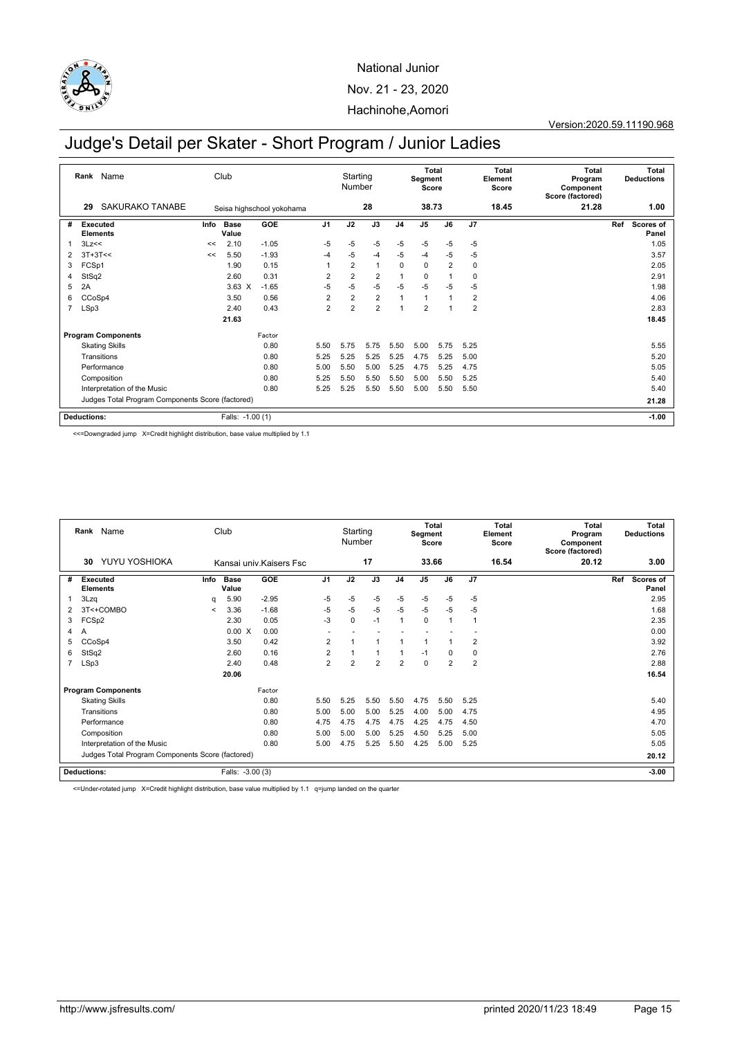National Junior

Nov. 21 - 23, 2020

Hachinohe,Aomori

Version:2020.59.11190.968

# Judge's Detail per Skater - Short Program / Junior Ladies

| Rank | Name | Club | Starting Number | Total Segment Score | Total Element Score | Total Program Component Score (factored) | Total Deductions |
|---|---|---|---|---|---|---|---|
| 29 | SAKURAKO TANABE | Seisa highschool yokohama | 28 | 38.73 | 18.45 | 21.28 | 1.00 |

| # | Executed Elements | Info | Base Value | | GOE | J1 | J2 | J3 | J4 | J5 | J6 | J7 | Ref | Scores of Panel |
|---|---|---|---|---|---|---|---|---|---|---|---|---|---|---|
| 1 | 3Lz<< | << | 2.10 | | -1.05 | -5 | -5 | -5 | -5 | -5 | -5 | -5 | | 1.05 |
| 2 | 3T+3T<< | << | 5.50 | | -1.93 | -4 | -5 | -4 | -5 | -4 | -5 | -5 | | 3.57 |
| 3 | FCSp1 | | 1.90 | | 0.15 | 1 | 2 | 1 | 0 | 0 | 2 | 0 | | 2.05 |
| 4 | StSq2 | | 2.60 | | 0.31 | 2 | 2 | 2 | 1 | 0 | 1 | 0 | | 2.91 |
| 5 | 2A | | 3.63 | X | -1.65 | -5 | -5 | -5 | -5 | -5 | -5 | -5 | | 1.98 |
| 6 | CCoSp4 | | 3.50 | | 0.56 | 2 | 2 | 2 | 1 | 1 | 1 | 2 | | 4.06 |
| 7 | LSp3 | | 2.40 | | 0.43 | 2 | 2 | 2 | 1 | 2 | 1 | 2 | | 2.83 |
| | | | 21.63 | | | | | | | | | | | 18.45 |
| | **Program Components** | | | | Factor | | | | | | | | | |
| | Skating Skills | | | | 0.80 | 5.50 | 5.75 | 5.75 | 5.50 | 5.00 | 5.75 | 5.25 | | 5.55 |
| | Transitions | | | | 0.80 | 5.25 | 5.25 | 5.25 | 5.25 | 4.75 | 5.25 | 5.00 | | 5.20 |
| | Performance | | | | 0.80 | 5.00 | 5.50 | 5.00 | 5.25 | 4.75 | 5.25 | 4.75 | | 5.05 |
| | Composition | | | | 0.80 | 5.25 | 5.50 | 5.50 | 5.50 | 5.00 | 5.50 | 5.25 | | 5.40 |
| | Interpretation of the Music | | | | 0.80 | 5.25 | 5.25 | 5.50 | 5.50 | 5.00 | 5.50 | 5.50 | | 5.40 |
| | Judges Total Program Components Score (factored) | | | | | | | | | | | | | 21.28 |
| | **Deductions:** | | Falls: -1.00 (1) | | | | | | | | | | | -1.00 |

<<=Downgraded jump X=Credit highlight distribution, base value multiplied by 1.1

| Rank | Name | Club | Starting Number | Total Segment Score | Total Element Score | Total Program Component Score (factored) | Total Deductions |
|---|---|---|---|---|---|---|---|
| 30 | YUYU YOSHIOKA | Kansai univ.Kaisers Fsc | 17 | 33.66 | 16.54 | 20.12 | 3.00 |

| # | Executed Elements | Info | Base Value | | GOE | J1 | J2 | J3 | J4 | J5 | J6 | J7 | Ref | Scores of Panel |
|---|---|---|---|---|---|---|---|---|---|---|---|---|---|---|
| 1 | 3Lzq | q | 5.90 | | -2.95 | -5 | -5 | -5 | -5 | -5 | -5 | -5 | | 2.95 |
| 2 | 3T<+COMBO | < | 3.36 | | -1.68 | -5 | -5 | -5 | -5 | -5 | -5 | -5 | | 1.68 |
| 3 | FCSp2 | | 2.30 | | 0.05 | -3 | 0 | -1 | 1 | 0 | 1 | 1 | | 2.35 |
| 4 | A | | 0.00 | X | 0.00 | - | - | - | - | - | - | - | | 0.00 |
| 5 | CCoSp4 | | 3.50 | | 0.42 | 2 | 1 | 1 | 1 | 1 | 1 | 2 | | 3.92 |
| 6 | StSq2 | | 2.60 | | 0.16 | 2 | 1 | 1 | 1 | -1 | 0 | 0 | | 2.76 |
| 7 | LSp3 | | 2.40 | | 0.48 | 2 | 2 | 2 | 2 | 0 | 2 | 2 | | 2.88 |
| | | | 20.06 | | | | | | | | | | | 16.54 |
| | **Program Components** | | | | Factor | | | | | | | | | |
| | Skating Skills | | | | 0.80 | 5.50 | 5.25 | 5.50 | 5.50 | 4.75 | 5.50 | 5.25 | | 5.40 |
| | Transitions | | | | 0.80 | 5.00 | 5.00 | 5.00 | 5.25 | 4.00 | 5.00 | 4.75 | | 4.95 |
| | Performance | | | | 0.80 | 4.75 | 4.75 | 4.75 | 4.75 | 4.25 | 4.75 | 4.50 | | 4.70 |
| | Composition | | | | 0.80 | 5.00 | 5.00 | 5.00 | 5.25 | 4.50 | 5.25 | 5.00 | | 5.05 |
| | Interpretation of the Music | | | | 0.80 | 5.00 | 4.75 | 5.25 | 5.50 | 4.25 | 5.00 | 5.25 | | 5.05 |
| | Judges Total Program Components Score (factored) | | | | | | | | | | | | | 20.12 |
| | **Deductions:** | | Falls: -3.00 (3) | | | | | | | | | | | -3.00 |

<=Under-rotated jump X=Credit highlight distribution, base value multiplied by 1.1 q=jump landed on the quarter

http://www.jsfresults.com/ printed 2020/11/23 18:49